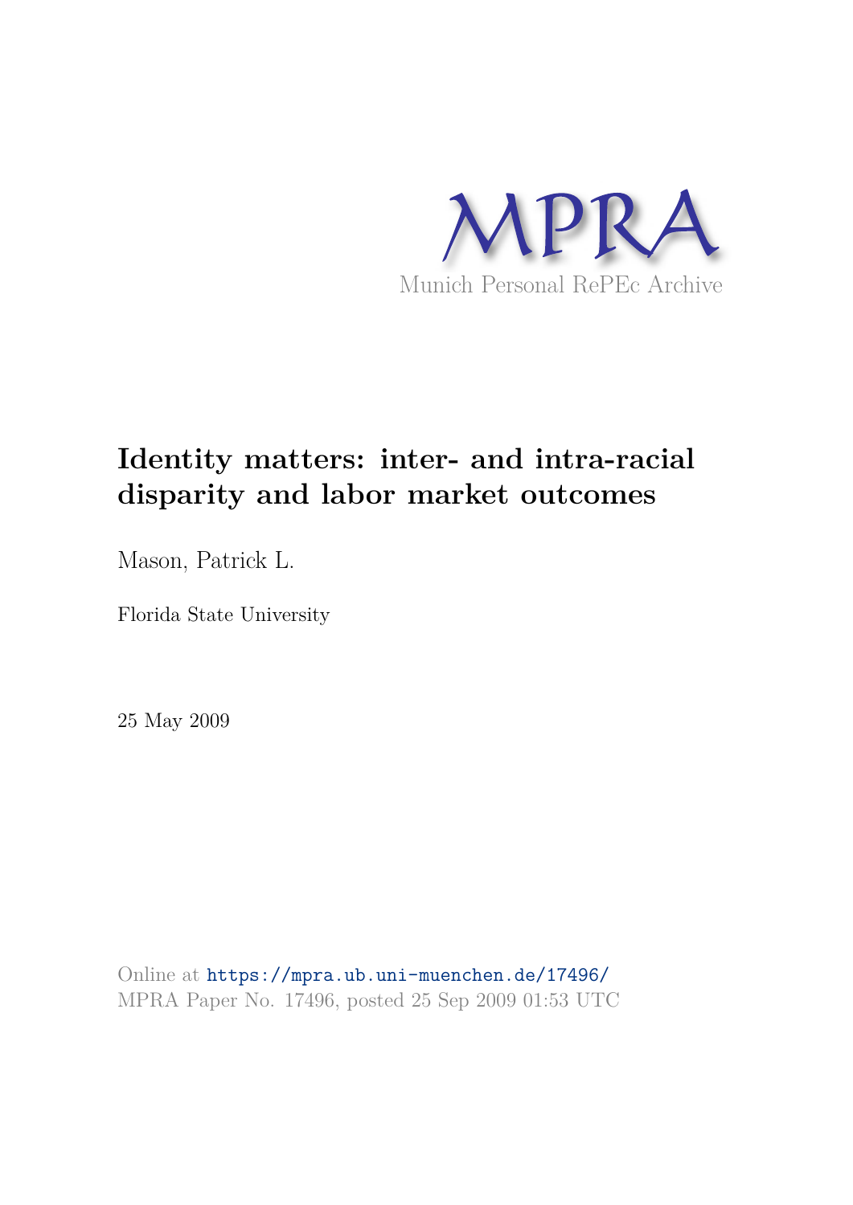MPRA

Munich Personal RePEc Archive

# Identity matters: inter- and intra-racial disparity and labor market outcomes

Mason, Patrick L.

Florida State University

25 May 2009

Online at https://mpra.ub.uni-muenchen.de/17496/
MPRA Paper No. 17496, posted 25 Sep 2009 01:53 UTC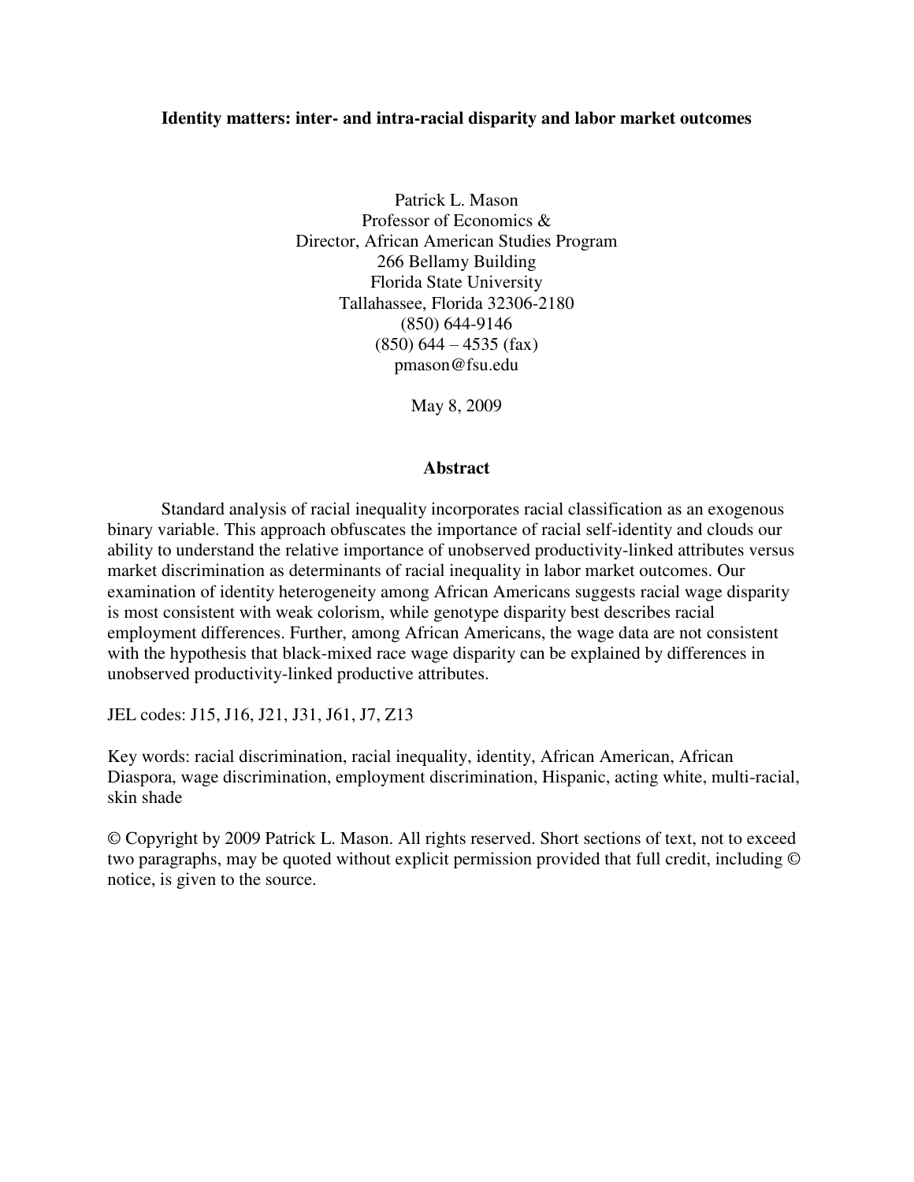**Identity matters: inter- and intra-racial disparity and labor market outcomes**

Patrick L. Mason
Professor of Economics &
Director, African American Studies Program
266 Bellamy Building
Florida State University
Tallahassee, Florida 32306-2180
(850) 644-9146
(850) 644 – 4535 (fax)
pmason@fsu.edu

May 8, 2009

## Abstract

Standard analysis of racial inequality incorporates racial classification as an exogenous binary variable. This approach obfuscates the importance of racial self-identity and clouds our ability to understand the relative importance of unobserved productivity-linked attributes versus market discrimination as determinants of racial inequality in labor market outcomes. Our examination of identity heterogeneity among African Americans suggests racial wage disparity is most consistent with weak colorism, while genotype disparity best describes racial employment differences. Further, among African Americans, the wage data are not consistent with the hypothesis that black-mixed race wage disparity can be explained by differences in unobserved productivity-linked productive attributes.

JEL codes: J15, J16, J21, J31, J61, J7, Z13

Key words: racial discrimination, racial inequality, identity, African American, African Diaspora, wage discrimination, employment discrimination, Hispanic, acting white, multi-racial, skin shade

© Copyright by 2009 Patrick L. Mason. All rights reserved. Short sections of text, not to exceed two paragraphs, may be quoted without explicit permission provided that full credit, including © notice, is given to the source.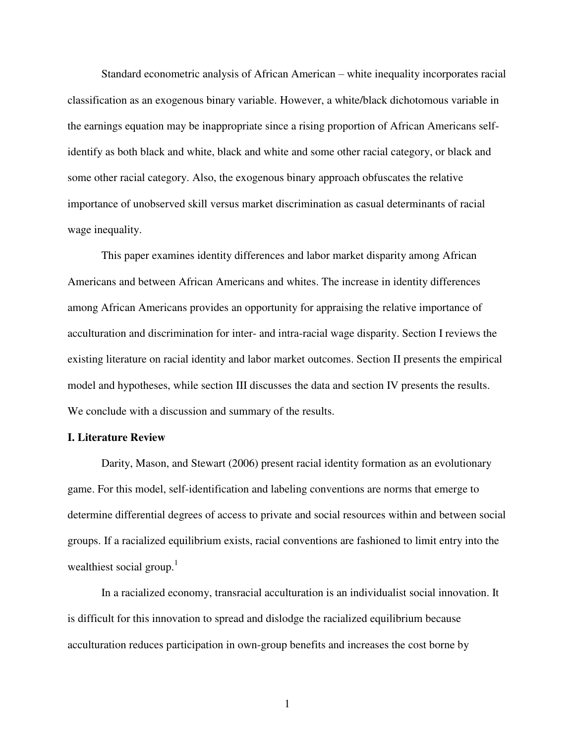Standard econometric analysis of African American – white inequality incorporates racial classification as an exogenous binary variable. However, a white/black dichotomous variable in the earnings equation may be inappropriate since a rising proportion of African Americans self-identify as both black and white, black and white and some other racial category, or black and some other racial category. Also, the exogenous binary approach obfuscates the relative importance of unobserved skill versus market discrimination as casual determinants of racial wage inequality.

This paper examines identity differences and labor market disparity among African Americans and between African Americans and whites. The increase in identity differences among African Americans provides an opportunity for appraising the relative importance of acculturation and discrimination for inter- and intra-racial wage disparity. Section I reviews the existing literature on racial identity and labor market outcomes. Section II presents the empirical model and hypotheses, while section III discusses the data and section IV presents the results. We conclude with a discussion and summary of the results.

## I. Literature Review

Darity, Mason, and Stewart (2006) present racial identity formation as an evolutionary game. For this model, self-identification and labeling conventions are norms that emerge to determine differential degrees of access to private and social resources within and between social groups. If a racialized equilibrium exists, racial conventions are fashioned to limit entry into the wealthiest social group.[1]

In a racialized economy, transracial acculturation is an individualist social innovation. It is difficult for this innovation to spread and dislodge the racialized equilibrium because acculturation reduces participation in own-group benefits and increases the cost borne by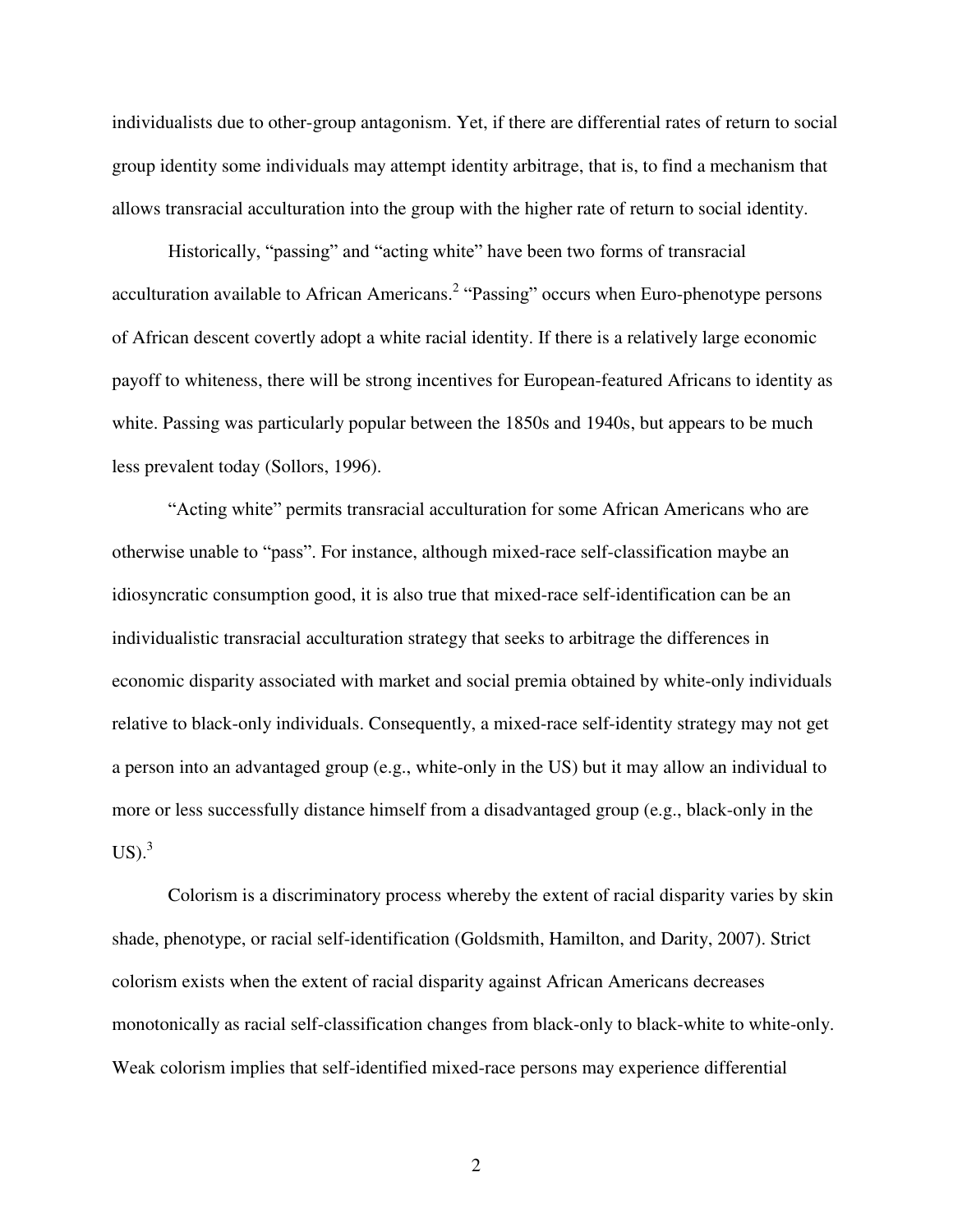individualists due to other-group antagonism. Yet, if there are differential rates of return to social group identity some individuals may attempt identity arbitrage, that is, to find a mechanism that allows transracial acculturation into the group with the higher rate of return to social identity.

Historically, "passing" and "acting white" have been two forms of transracial acculturation available to African Americans.[2] "Passing" occurs when Euro-phenotype persons of African descent covertly adopt a white racial identity. If there is a relatively large economic payoff to whiteness, there will be strong incentives for European-featured Africans to identity as white. Passing was particularly popular between the 1850s and 1940s, but appears to be much less prevalent today (Sollors, 1996).

"Acting white" permits transracial acculturation for some African Americans who are otherwise unable to "pass". For instance, although mixed-race self-classification maybe an idiosyncratic consumption good, it is also true that mixed-race self-identification can be an individualistic transracial acculturation strategy that seeks to arbitrage the differences in economic disparity associated with market and social premia obtained by white-only individuals relative to black-only individuals. Consequently, a mixed-race self-identity strategy may not get a person into an advantaged group (e.g., white-only in the US) but it may allow an individual to more or less successfully distance himself from a disadvantaged group (e.g., black-only in the US).[3]

Colorism is a discriminatory process whereby the extent of racial disparity varies by skin shade, phenotype, or racial self-identification (Goldsmith, Hamilton, and Darity, 2007). Strict colorism exists when the extent of racial disparity against African Americans decreases monotonically as racial self-classification changes from black-only to black-white to white-only. Weak colorism implies that self-identified mixed-race persons may experience differential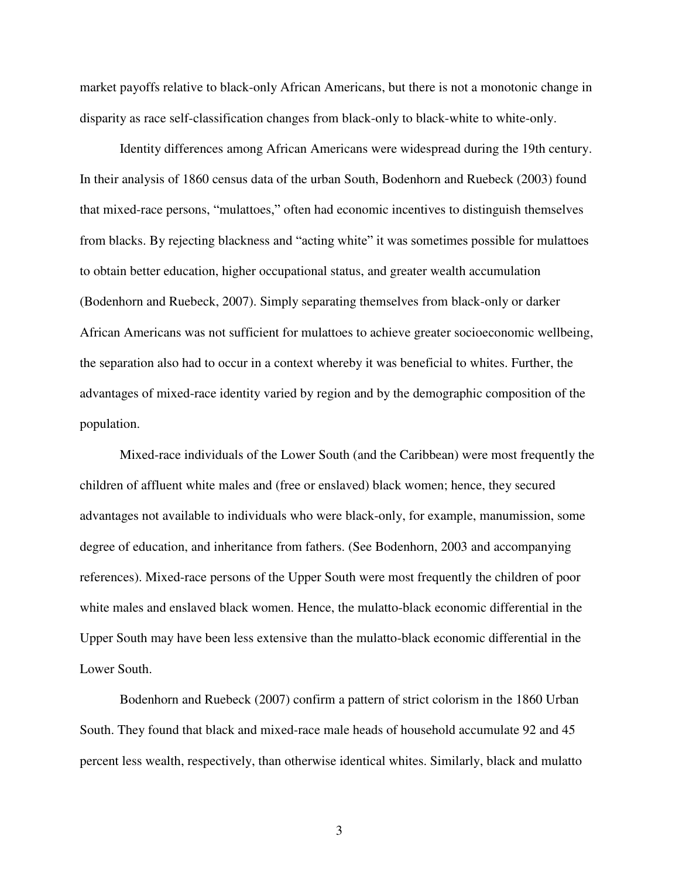market payoffs relative to black-only African Americans, but there is not a monotonic change in disparity as race self-classification changes from black-only to black-white to white-only.

Identity differences among African Americans were widespread during the 19th century. In their analysis of 1860 census data of the urban South, Bodenhorn and Ruebeck (2003) found that mixed-race persons, "mulattoes," often had economic incentives to distinguish themselves from blacks. By rejecting blackness and "acting white" it was sometimes possible for mulattoes to obtain better education, higher occupational status, and greater wealth accumulation (Bodenhorn and Ruebeck, 2007). Simply separating themselves from black-only or darker African Americans was not sufficient for mulattoes to achieve greater socioeconomic wellbeing, the separation also had to occur in a context whereby it was beneficial to whites. Further, the advantages of mixed-race identity varied by region and by the demographic composition of the population.

Mixed-race individuals of the Lower South (and the Caribbean) were most frequently the children of affluent white males and (free or enslaved) black women; hence, they secured advantages not available to individuals who were black-only, for example, manumission, some degree of education, and inheritance from fathers. (See Bodenhorn, 2003 and accompanying references). Mixed-race persons of the Upper South were most frequently the children of poor white males and enslaved black women. Hence, the mulatto-black economic differential in the Upper South may have been less extensive than the mulatto-black economic differential in the Lower South.

Bodenhorn and Ruebeck (2007) confirm a pattern of strict colorism in the 1860 Urban South. They found that black and mixed-race male heads of household accumulate 92 and 45 percent less wealth, respectively, than otherwise identical whites. Similarly, black and mulatto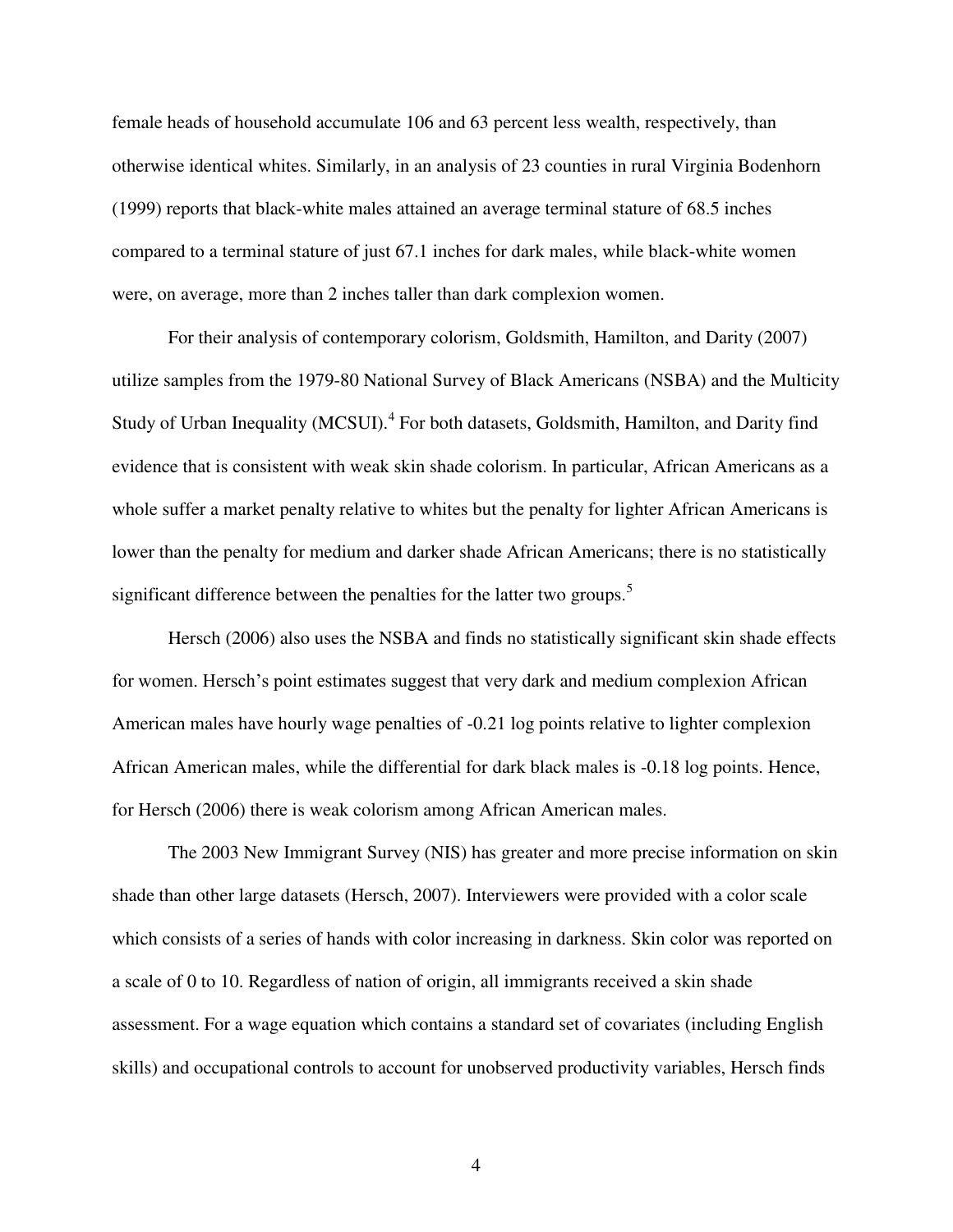female heads of household accumulate 106 and 63 percent less wealth, respectively, than otherwise identical whites. Similarly, in an analysis of 23 counties in rural Virginia Bodenhorn (1999) reports that black-white males attained an average terminal stature of 68.5 inches compared to a terminal stature of just 67.1 inches for dark males, while black-white women were, on average, more than 2 inches taller than dark complexion women.

For their analysis of contemporary colorism, Goldsmith, Hamilton, and Darity (2007) utilize samples from the 1979-80 National Survey of Black Americans (NSBA) and the Multicity Study of Urban Inequality (MCSUI).[4] For both datasets, Goldsmith, Hamilton, and Darity find evidence that is consistent with weak skin shade colorism. In particular, African Americans as a whole suffer a market penalty relative to whites but the penalty for lighter African Americans is lower than the penalty for medium and darker shade African Americans; there is no statistically significant difference between the penalties for the latter two groups.[5]

Hersch (2006) also uses the NSBA and finds no statistically significant skin shade effects for women. Hersch's point estimates suggest that very dark and medium complexion African American males have hourly wage penalties of -0.21 log points relative to lighter complexion African American males, while the differential for dark black males is -0.18 log points. Hence, for Hersch (2006) there is weak colorism among African American males.

The 2003 New Immigrant Survey (NIS) has greater and more precise information on skin shade than other large datasets (Hersch, 2007). Interviewers were provided with a color scale which consists of a series of hands with color increasing in darkness. Skin color was reported on a scale of 0 to 10. Regardless of nation of origin, all immigrants received a skin shade assessment. For a wage equation which contains a standard set of covariates (including English skills) and occupational controls to account for unobserved productivity variables, Hersch finds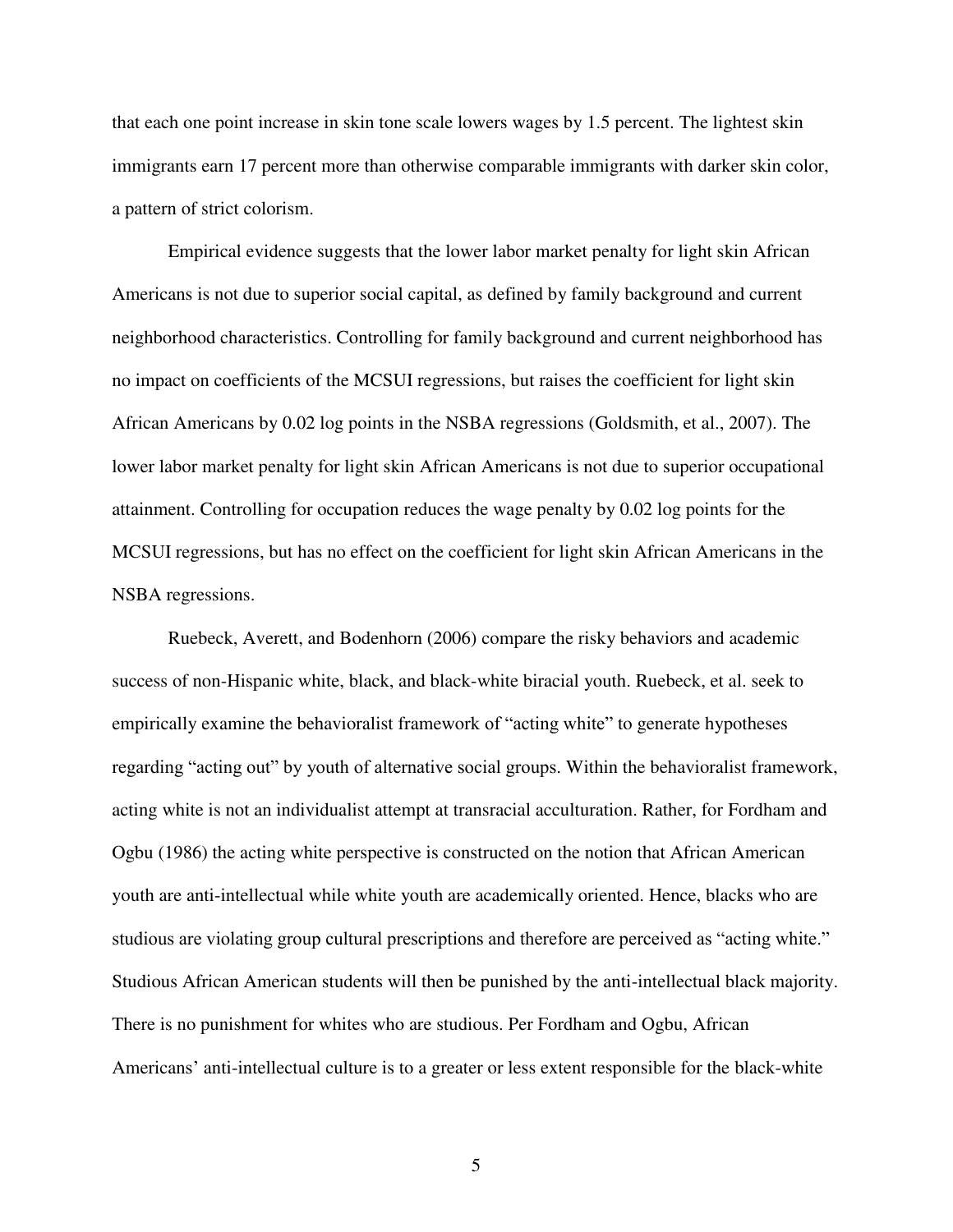that each one point increase in skin tone scale lowers wages by 1.5 percent. The lightest skin immigrants earn 17 percent more than otherwise comparable immigrants with darker skin color, a pattern of strict colorism.

Empirical evidence suggests that the lower labor market penalty for light skin African Americans is not due to superior social capital, as defined by family background and current neighborhood characteristics. Controlling for family background and current neighborhood has no impact on coefficients of the MCSUI regressions, but raises the coefficient for light skin African Americans by 0.02 log points in the NSBA regressions (Goldsmith, et al., 2007). The lower labor market penalty for light skin African Americans is not due to superior occupational attainment. Controlling for occupation reduces the wage penalty by 0.02 log points for the MCSUI regressions, but has no effect on the coefficient for light skin African Americans in the NSBA regressions.

Ruebeck, Averett, and Bodenhorn (2006) compare the risky behaviors and academic success of non-Hispanic white, black, and black-white biracial youth. Ruebeck, et al. seek to empirically examine the behavioralist framework of "acting white" to generate hypotheses regarding "acting out" by youth of alternative social groups. Within the behavioralist framework, acting white is not an individualist attempt at transracial acculturation. Rather, for Fordham and Ogbu (1986) the acting white perspective is constructed on the notion that African American youth are anti-intellectual while white youth are academically oriented. Hence, blacks who are studious are violating group cultural prescriptions and therefore are perceived as "acting white." Studious African American students will then be punished by the anti-intellectual black majority. There is no punishment for whites who are studious. Per Fordham and Ogbu, African Americans' anti-intellectual culture is to a greater or less extent responsible for the black-white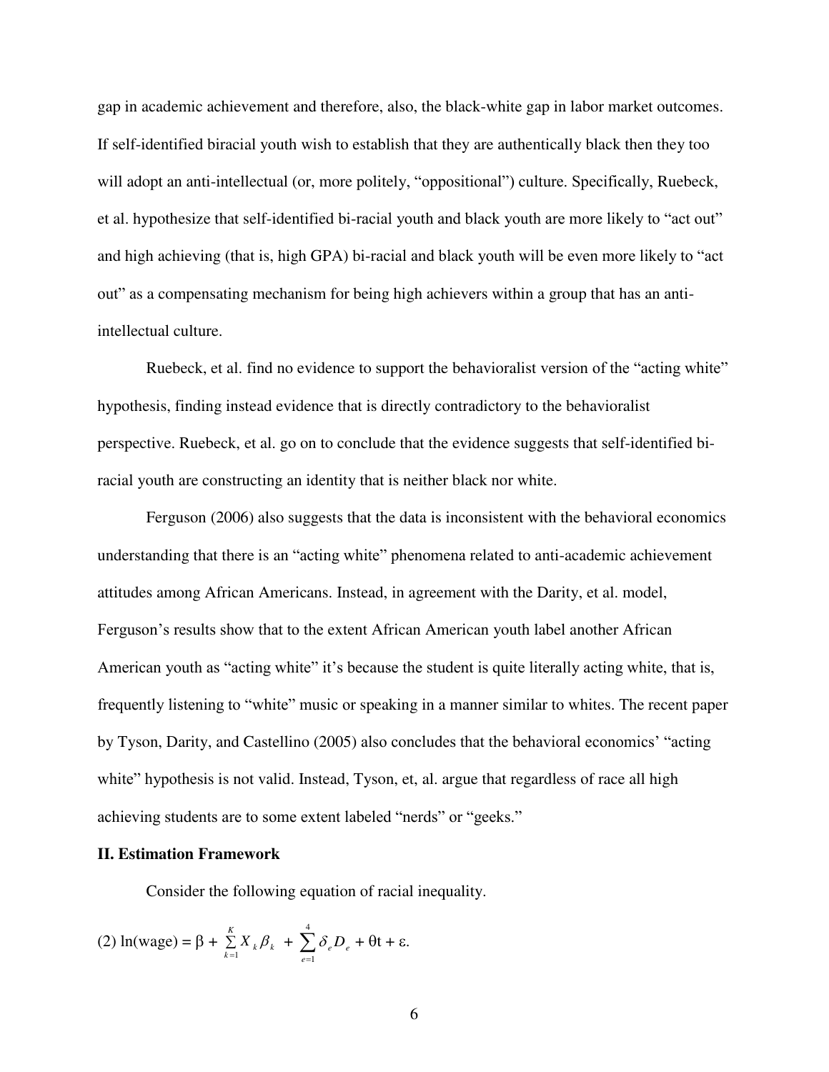gap in academic achievement and therefore, also, the black-white gap in labor market outcomes. If self-identified biracial youth wish to establish that they are authentically black then they too will adopt an anti-intellectual (or, more politely, "oppositional") culture. Specifically, Ruebeck, et al. hypothesize that self-identified bi-racial youth and black youth are more likely to "act out" and high achieving (that is, high GPA) bi-racial and black youth will be even more likely to "act out" as a compensating mechanism for being high achievers within a group that has an anti-intellectual culture.

Ruebeck, et al. find no evidence to support the behavioralist version of the "acting white" hypothesis, finding instead evidence that is directly contradictory to the behavioralist perspective. Ruebeck, et al. go on to conclude that the evidence suggests that self-identified bi-racial youth are constructing an identity that is neither black nor white.

Ferguson (2006) also suggests that the data is inconsistent with the behavioral economics understanding that there is an "acting white" phenomena related to anti-academic achievement attitudes among African Americans. Instead, in agreement with the Darity, et al. model, Ferguson's results show that to the extent African American youth label another African American youth as "acting white" it's because the student is quite literally acting white, that is, frequently listening to "white" music or speaking in a manner similar to whites. The recent paper by Tyson, Darity, and Castellino (2005) also concludes that the behavioral economics' "acting white" hypothesis is not valid. Instead, Tyson, et, al. argue that regardless of race all high achieving students are to some extent labeled "nerds" or "geeks."

**II. Estimation Framework**

Consider the following equation of racial inequality.

$$(2)\ \ln(\text{wage}) = \beta + \sum_{k=1}^{K} X_k \beta_k + \sum_{e=1}^{4} \delta_e D_e + \theta t + \varepsilon.$$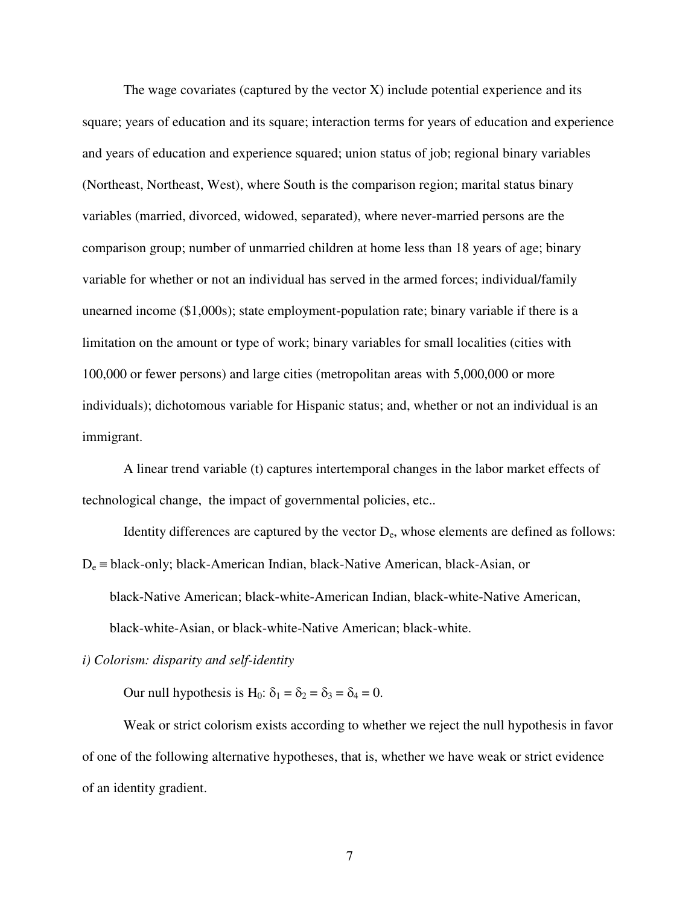The wage covariates (captured by the vector X) include potential experience and its square; years of education and its square; interaction terms for years of education and experience and years of education and experience squared; union status of job; regional binary variables (Northeast, Northeast, West), where South is the comparison region; marital status binary variables (married, divorced, widowed, separated), where never-married persons are the comparison group; number of unmarried children at home less than 18 years of age; binary variable for whether or not an individual has served in the armed forces; individual/family unearned income ($1,000s); state employment-population rate; binary variable if there is a limitation on the amount or type of work; binary variables for small localities (cities with 100,000 or fewer persons) and large cities (metropolitan areas with 5,000,000 or more individuals); dichotomous variable for Hispanic status; and, whether or not an individual is an immigrant.

A linear trend variable (t) captures intertemporal changes in the labor market effects of technological change, the impact of governmental policies, etc..

Identity differences are captured by the vector $D_e$, whose elements are defined as follows:

$D_e \equiv$ black-only; black-American Indian, black-Native American, black-Asian, or black-Native American; black-white-American Indian, black-white-Native American, black-white-Asian, or black-white-Native American; black-white.

*i) Colorism: disparity and self-identity*

Our null hypothesis is $H_0$: $\delta_1 = \delta_2 = \delta_3 = \delta_4 = 0$.

Weak or strict colorism exists according to whether we reject the null hypothesis in favor of one of the following alternative hypotheses, that is, whether we have weak or strict evidence of an identity gradient.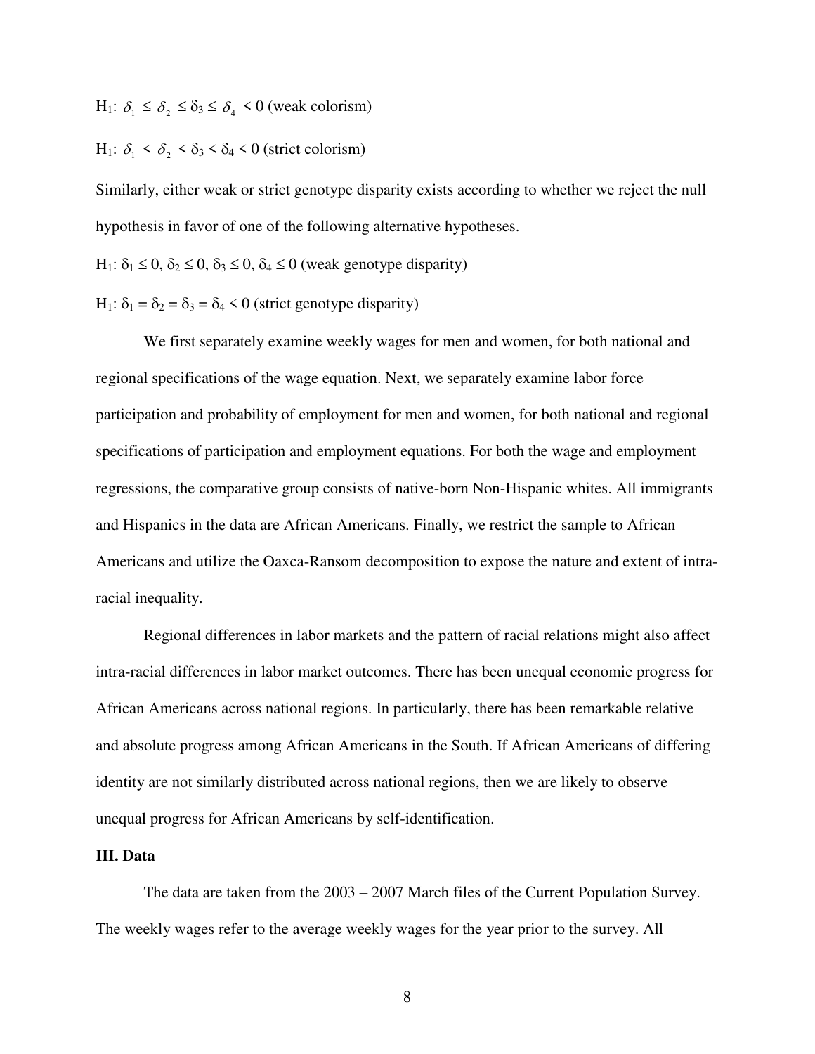$H_1$: $\delta_1 \leq \delta_2 \leq \delta_3 \leq \delta_4 < 0$ (weak colorism)

$H_1$: $\delta_1 < \delta_2 < \delta_3 < \delta_4 < 0$ (strict colorism)

Similarly, either weak or strict genotype disparity exists according to whether we reject the null hypothesis in favor of one of the following alternative hypotheses.

$H_1$: $\delta_1 \leq 0$, $\delta_2 \leq 0$, $\delta_3 \leq 0$, $\delta_4 \leq 0$ (weak genotype disparity)

$H_1$: $\delta_1 = \delta_2 = \delta_3 = \delta_4 < 0$ (strict genotype disparity)

We first separately examine weekly wages for men and women, for both national and regional specifications of the wage equation. Next, we separately examine labor force participation and probability of employment for men and women, for both national and regional specifications of participation and employment equations. For both the wage and employment regressions, the comparative group consists of native-born Non-Hispanic whites. All immigrants and Hispanics in the data are African Americans. Finally, we restrict the sample to African Americans and utilize the Oaxca-Ransom decomposition to expose the nature and extent of intra-racial inequality.

Regional differences in labor markets and the pattern of racial relations might also affect intra-racial differences in labor market outcomes. There has been unequal economic progress for African Americans across national regions. In particularly, there has been remarkable relative and absolute progress among African Americans in the South. If African Americans of differing identity are not similarly distributed across national regions, then we are likely to observe unequal progress for African Americans by self-identification.

## III. Data

The data are taken from the 2003 – 2007 March files of the Current Population Survey. The weekly wages refer to the average weekly wages for the year prior to the survey. All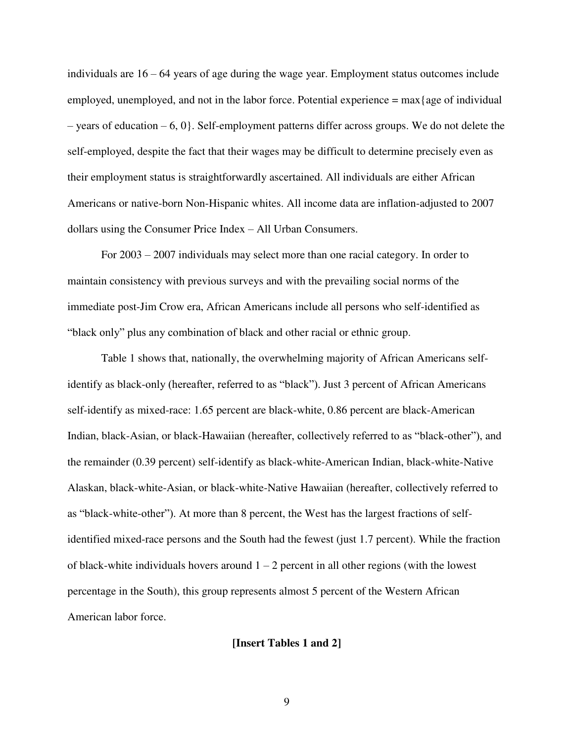individuals are 16 – 64 years of age during the wage year. Employment status outcomes include employed, unemployed, and not in the labor force. Potential experience = max{age of individual – years of education – 6, 0}. Self-employment patterns differ across groups. We do not delete the self-employed, despite the fact that their wages may be difficult to determine precisely even as their employment status is straightforwardly ascertained. All individuals are either African Americans or native-born Non-Hispanic whites. All income data are inflation-adjusted to 2007 dollars using the Consumer Price Index – All Urban Consumers.

For 2003 – 2007 individuals may select more than one racial category. In order to maintain consistency with previous surveys and with the prevailing social norms of the immediate post-Jim Crow era, African Americans include all persons who self-identified as "black only" plus any combination of black and other racial or ethnic group.

Table 1 shows that, nationally, the overwhelming majority of African Americans self-identify as black-only (hereafter, referred to as "black"). Just 3 percent of African Americans self-identify as mixed-race: 1.65 percent are black-white, 0.86 percent are black-American Indian, black-Asian, or black-Hawaiian (hereafter, collectively referred to as "black-other"), and the remainder (0.39 percent) self-identify as black-white-American Indian, black-white-Native Alaskan, black-white-Asian, or black-white-Native Hawaiian (hereafter, collectively referred to as "black-white-other"). At more than 8 percent, the West has the largest fractions of self-identified mixed-race persons and the South had the fewest (just 1.7 percent). While the fraction of black-white individuals hovers around 1 – 2 percent in all other regions (with the lowest percentage in the South), this group represents almost 5 percent of the Western African American labor force.

**[Insert Tables 1 and 2]**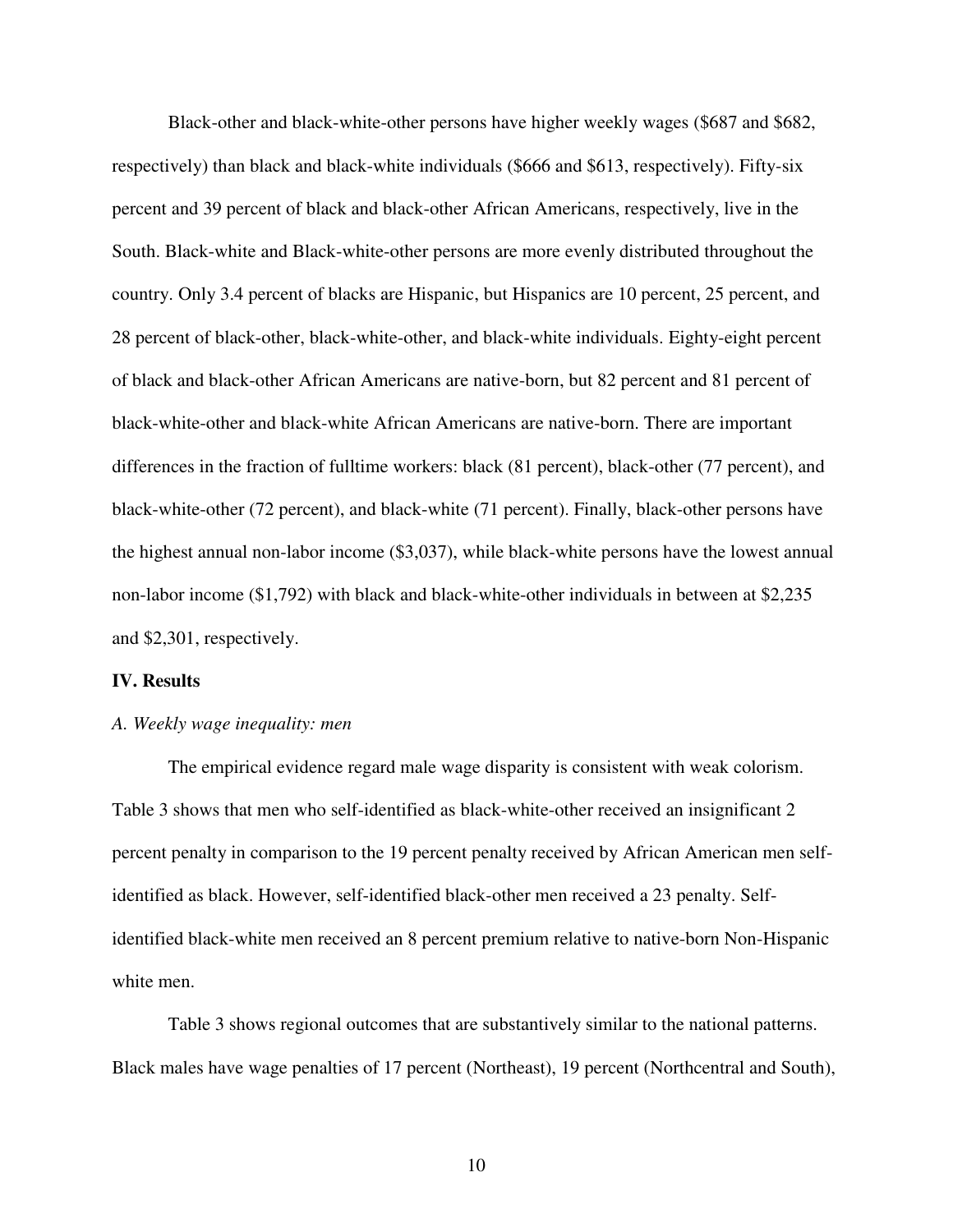Black-other and black-white-other persons have higher weekly wages ($687 and $682, respectively) than black and black-white individuals ($666 and $613, respectively). Fifty-six percent and 39 percent of black and black-other African Americans, respectively, live in the South. Black-white and Black-white-other persons are more evenly distributed throughout the country. Only 3.4 percent of blacks are Hispanic, but Hispanics are 10 percent, 25 percent, and 28 percent of black-other, black-white-other, and black-white individuals. Eighty-eight percent of black and black-other African Americans are native-born, but 82 percent and 81 percent of black-white-other and black-white African Americans are native-born. There are important differences in the fraction of fulltime workers: black (81 percent), black-other (77 percent), and black-white-other (72 percent), and black-white (71 percent). Finally, black-other persons have the highest annual non-labor income ($3,037), while black-white persons have the lowest annual non-labor income ($1,792) with black and black-white-other individuals in between at $2,235 and $2,301, respectively.

## IV. Results

### *A. Weekly wage inequality: men*

The empirical evidence regard male wage disparity is consistent with weak colorism. Table 3 shows that men who self-identified as black-white-other received an insignificant 2 percent penalty in comparison to the 19 percent penalty received by African American men self-identified as black. However, self-identified black-other men received a 23 penalty. Self-identified black-white men received an 8 percent premium relative to native-born Non-Hispanic white men.

Table 3 shows regional outcomes that are substantively similar to the national patterns. Black males have wage penalties of 17 percent (Northeast), 19 percent (Northcentral and South),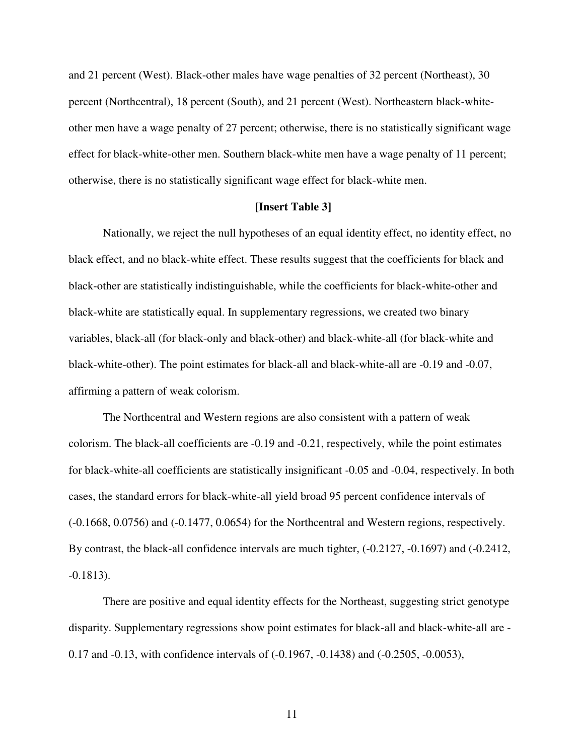and 21 percent (West). Black-other males have wage penalties of 32 percent (Northeast), 30 percent (Northcentral), 18 percent (South), and 21 percent (West). Northeastern black-white-other men have a wage penalty of 27 percent; otherwise, there is no statistically significant wage effect for black-white-other men. Southern black-white men have a wage penalty of 11 percent; otherwise, there is no statistically significant wage effect for black-white men.

**[Insert Table 3]**

Nationally, we reject the null hypotheses of an equal identity effect, no identity effect, no black effect, and no black-white effect. These results suggest that the coefficients for black and black-other are statistically indistinguishable, while the coefficients for black-white-other and black-white are statistically equal. In supplementary regressions, we created two binary variables, black-all (for black-only and black-other) and black-white-all (for black-white and black-white-other). The point estimates for black-all and black-white-all are -0.19 and -0.07, affirming a pattern of weak colorism.

The Northcentral and Western regions are also consistent with a pattern of weak colorism. The black-all coefficients are -0.19 and -0.21, respectively, while the point estimates for black-white-all coefficients are statistically insignificant -0.05 and -0.04, respectively. In both cases, the standard errors for black-white-all yield broad 95 percent confidence intervals of (-0.1668, 0.0756) and (-0.1477, 0.0654) for the Northcentral and Western regions, respectively. By contrast, the black-all confidence intervals are much tighter, (-0.2127, -0.1697) and (-0.2412, -0.1813).

There are positive and equal identity effects for the Northeast, suggesting strict genotype disparity. Supplementary regressions show point estimates for black-all and black-white-all are -0.17 and -0.13, with confidence intervals of (-0.1967, -0.1438) and (-0.2505, -0.0053),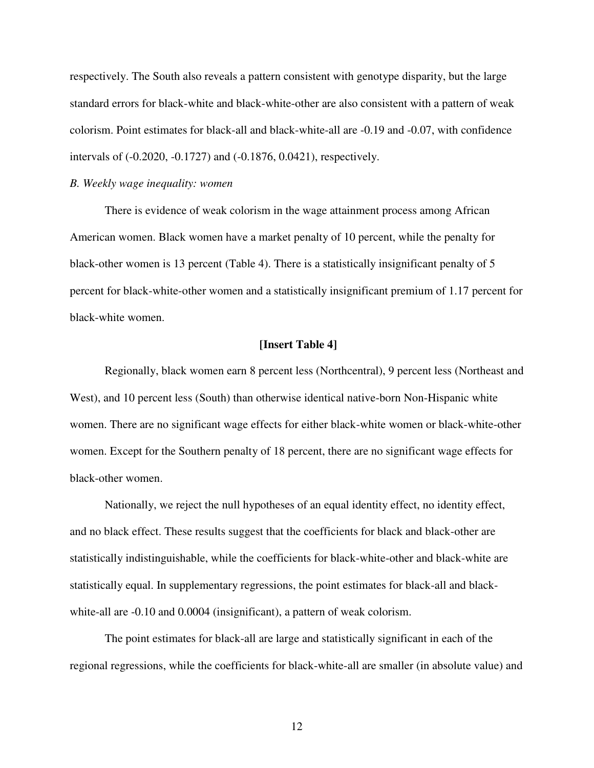respectively. The South also reveals a pattern consistent with genotype disparity, but the large standard errors for black-white and black-white-other are also consistent with a pattern of weak colorism. Point estimates for black-all and black-white-all are -0.19 and -0.07, with confidence intervals of (-0.2020, -0.1727) and (-0.1876, 0.0421), respectively.

*B. Weekly wage inequality: women*

There is evidence of weak colorism in the wage attainment process among African American women. Black women have a market penalty of 10 percent, while the penalty for black-other women is 13 percent (Table 4). There is a statistically insignificant penalty of 5 percent for black-white-other women and a statistically insignificant premium of 1.17 percent for black-white women.

**[Insert Table 4]**

Regionally, black women earn 8 percent less (Northcentral), 9 percent less (Northeast and West), and 10 percent less (South) than otherwise identical native-born Non-Hispanic white women. There are no significant wage effects for either black-white women or black-white-other women. Except for the Southern penalty of 18 percent, there are no significant wage effects for black-other women.

Nationally, we reject the null hypotheses of an equal identity effect, no identity effect, and no black effect. These results suggest that the coefficients for black and black-other are statistically indistinguishable, while the coefficients for black-white-other and black-white are statistically equal. In supplementary regressions, the point estimates for black-all and black-white-all are -0.10 and 0.0004 (insignificant), a pattern of weak colorism.

The point estimates for black-all are large and statistically significant in each of the regional regressions, while the coefficients for black-white-all are smaller (in absolute value) and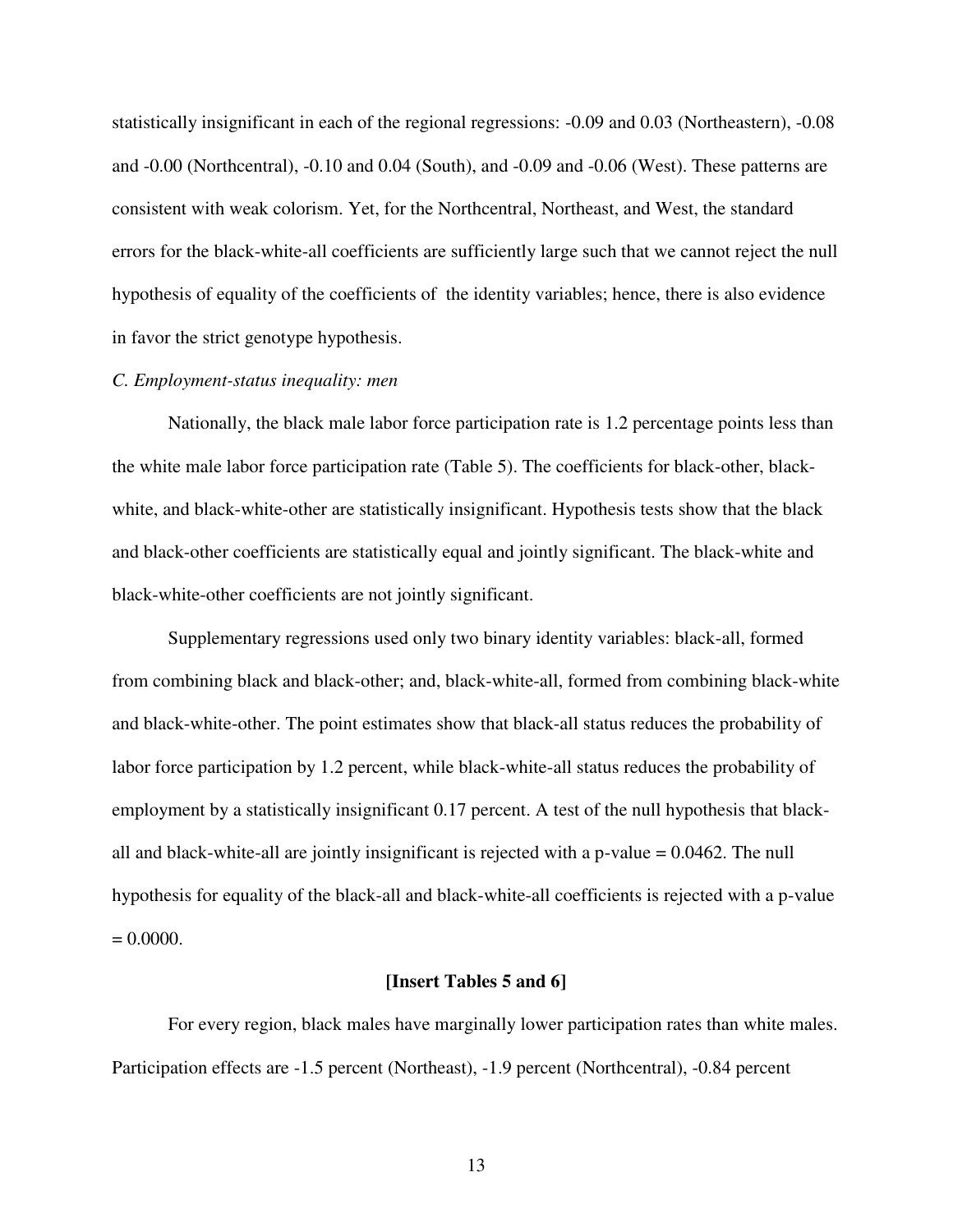statistically insignificant in each of the regional regressions: -0.09 and 0.03 (Northeastern), -0.08 and -0.00 (Northcentral), -0.10 and 0.04 (South), and -0.09 and -0.06 (West). These patterns are consistent with weak colorism. Yet, for the Northcentral, Northeast, and West, the standard errors for the black-white-all coefficients are sufficiently large such that we cannot reject the null hypothesis of equality of the coefficients of the identity variables; hence, there is also evidence in favor the strict genotype hypothesis.

*C. Employment-status inequality: men*

Nationally, the black male labor force participation rate is 1.2 percentage points less than the white male labor force participation rate (Table 5). The coefficients for black-other, black-white, and black-white-other are statistically insignificant. Hypothesis tests show that the black and black-other coefficients are statistically equal and jointly significant. The black-white and black-white-other coefficients are not jointly significant.

Supplementary regressions used only two binary identity variables: black-all, formed from combining black and black-other; and, black-white-all, formed from combining black-white and black-white-other. The point estimates show that black-all status reduces the probability of labor force participation by 1.2 percent, while black-white-all status reduces the probability of employment by a statistically insignificant 0.17 percent. A test of the null hypothesis that black-all and black-white-all are jointly insignificant is rejected with a p-value = 0.0462. The null hypothesis for equality of the black-all and black-white-all coefficients is rejected with a p-value = 0.0000.

**[Insert Tables 5 and 6]**

For every region, black males have marginally lower participation rates than white males. Participation effects are -1.5 percent (Northeast), -1.9 percent (Northcentral), -0.84 percent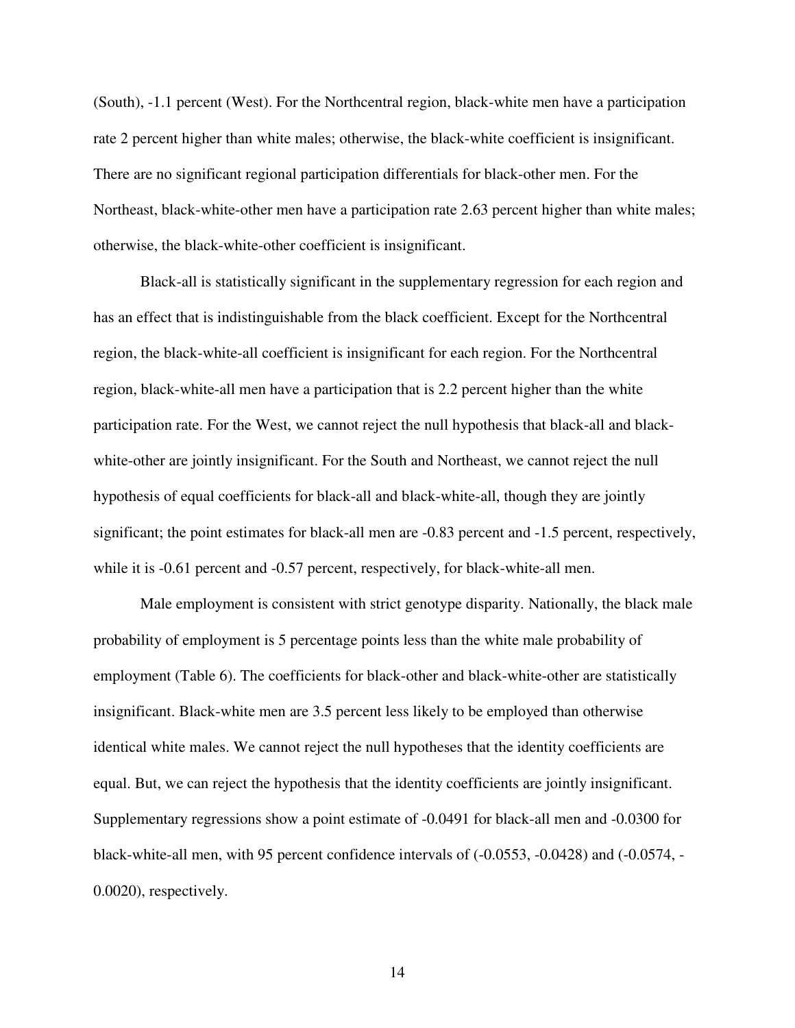(South), -1.1 percent (West). For the Northcentral region, black-white men have a participation rate 2 percent higher than white males; otherwise, the black-white coefficient is insignificant. There are no significant regional participation differentials for black-other men. For the Northeast, black-white-other men have a participation rate 2.63 percent higher than white males; otherwise, the black-white-other coefficient is insignificant.

Black-all is statistically significant in the supplementary regression for each region and has an effect that is indistinguishable from the black coefficient. Except for the Northcentral region, the black-white-all coefficient is insignificant for each region. For the Northcentral region, black-white-all men have a participation that is 2.2 percent higher than the white participation rate. For the West, we cannot reject the null hypothesis that black-all and black-white-other are jointly insignificant. For the South and Northeast, we cannot reject the null hypothesis of equal coefficients for black-all and black-white-all, though they are jointly significant; the point estimates for black-all men are -0.83 percent and -1.5 percent, respectively, while it is -0.61 percent and -0.57 percent, respectively, for black-white-all men.

Male employment is consistent with strict genotype disparity. Nationally, the black male probability of employment is 5 percentage points less than the white male probability of employment (Table 6). The coefficients for black-other and black-white-other are statistically insignificant. Black-white men are 3.5 percent less likely to be employed than otherwise identical white males. We cannot reject the null hypotheses that the identity coefficients are equal. But, we can reject the hypothesis that the identity coefficients are jointly insignificant. Supplementary regressions show a point estimate of -0.0491 for black-all men and -0.0300 for black-white-all men, with 95 percent confidence intervals of (-0.0553, -0.0428) and (-0.0574, -0.0020), respectively.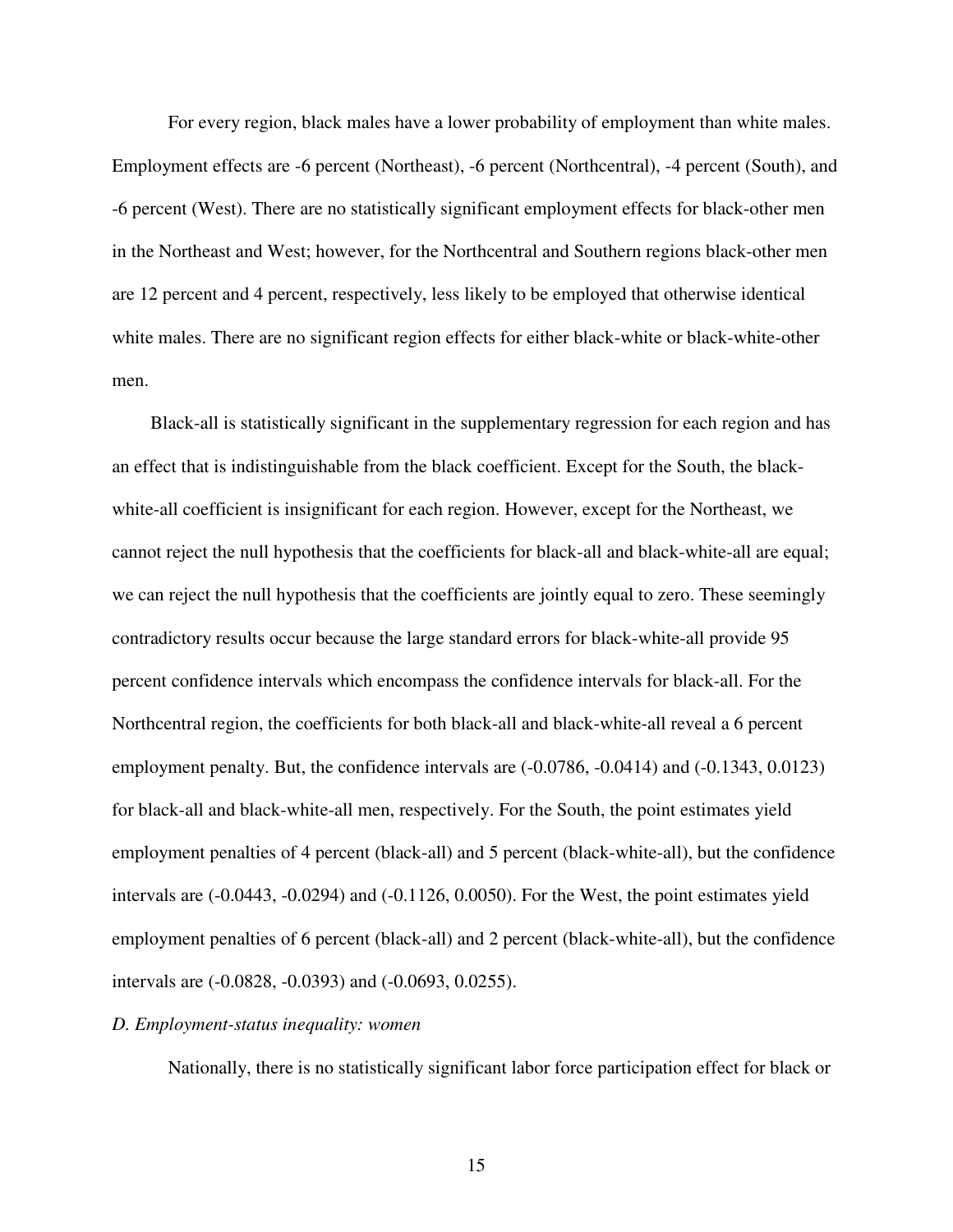For every region, black males have a lower probability of employment than white males. Employment effects are -6 percent (Northeast), -6 percent (Northcentral), -4 percent (South), and -6 percent (West). There are no statistically significant employment effects for black-other men in the Northeast and West; however, for the Northcentral and Southern regions black-other men are 12 percent and 4 percent, respectively, less likely to be employed that otherwise identical white males. There are no significant region effects for either black-white or black-white-other men.

Black-all is statistically significant in the supplementary regression for each region and has an effect that is indistinguishable from the black coefficient. Except for the South, the black-white-all coefficient is insignificant for each region. However, except for the Northeast, we cannot reject the null hypothesis that the coefficients for black-all and black-white-all are equal; we can reject the null hypothesis that the coefficients are jointly equal to zero. These seemingly contradictory results occur because the large standard errors for black-white-all provide 95 percent confidence intervals which encompass the confidence intervals for black-all. For the Northcentral region, the coefficients for both black-all and black-white-all reveal a 6 percent employment penalty. But, the confidence intervals are (-0.0786, -0.0414) and (-0.1343, 0.0123) for black-all and black-white-all men, respectively. For the South, the point estimates yield employment penalties of 4 percent (black-all) and 5 percent (black-white-all), but the confidence intervals are (-0.0443, -0.0294) and (-0.1126, 0.0050). For the West, the point estimates yield employment penalties of 6 percent (black-all) and 2 percent (black-white-all), but the confidence intervals are (-0.0828, -0.0393) and (-0.0693, 0.0255).

*D. Employment-status inequality: women*

Nationally, there is no statistically significant labor force participation effect for black or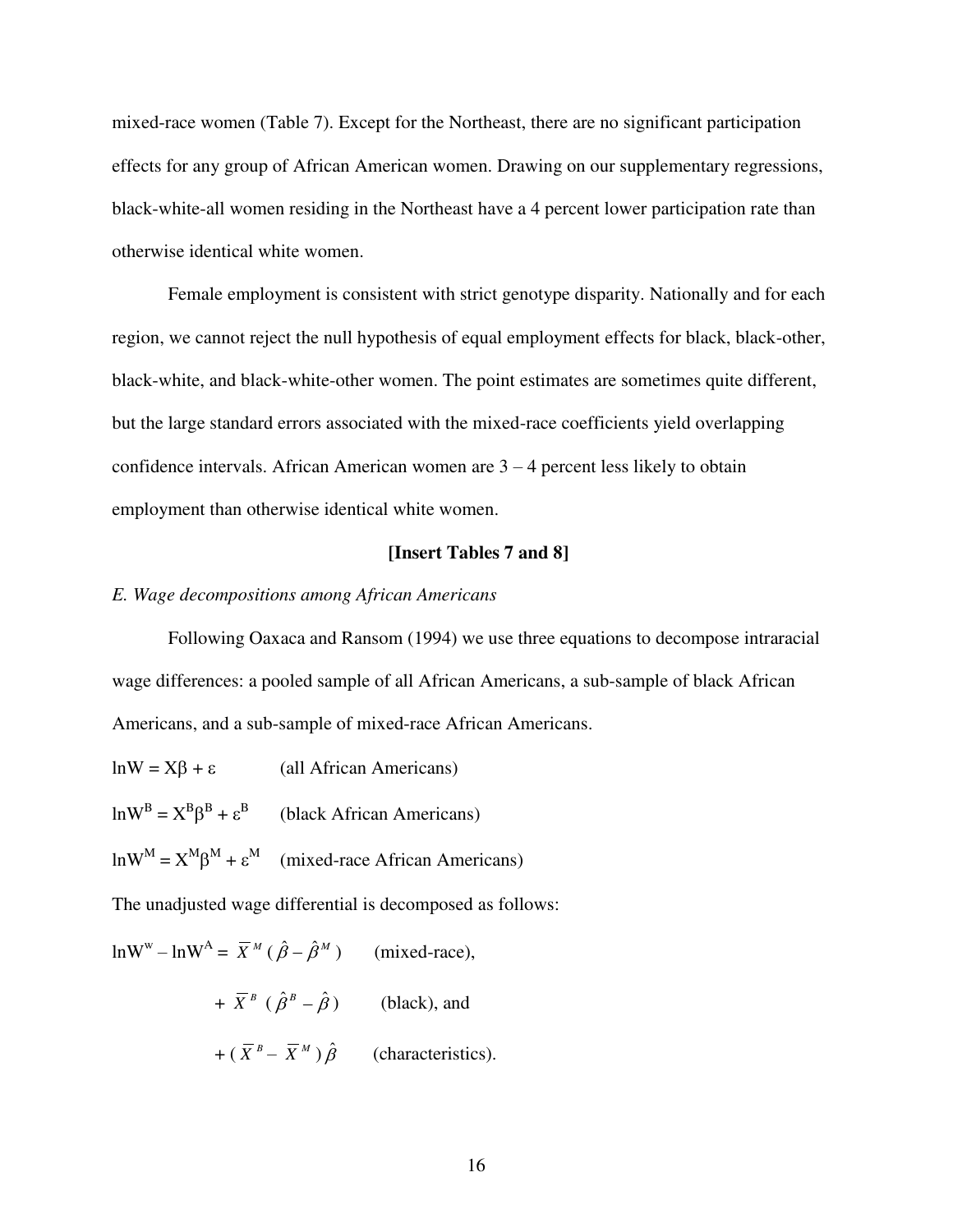mixed-race women (Table 7). Except for the Northeast, there are no significant participation effects for any group of African American women. Drawing on our supplementary regressions, black-white-all women residing in the Northeast have a 4 percent lower participation rate than otherwise identical white women.

Female employment is consistent with strict genotype disparity. Nationally and for each region, we cannot reject the null hypothesis of equal employment effects for black, black-other, black-white, and black-white-other women. The point estimates are sometimes quite different, but the large standard errors associated with the mixed-race coefficients yield overlapping confidence intervals. African American women are 3 – 4 percent less likely to obtain employment than otherwise identical white women.

**[Insert Tables 7 and 8]**

*E. Wage decompositions among African Americans*

Following Oaxaca and Ransom (1994) we use three equations to decompose intraracial wage differences: a pooled sample of all African Americans, a sub-sample of black African Americans, and a sub-sample of mixed-race African Americans.

$\ln W = X\beta + \varepsilon$ (all African Americans)

$\ln W^B = X^B\beta^B + \varepsilon^B$ (black African Americans)

$\ln W^M = X^M\beta^M + \varepsilon^M$ (mixed-race African Americans)

The unadjusted wage differential is decomposed as follows:

$\ln W^w - \ln W^A = \overline{X}^M(\hat{\beta} - \hat{\beta}^M)$ (mixed-race),

$+ \overline{X}^B(\hat{\beta}^B - \hat{\beta})$ (black), and

$+ (\overline{X}^B - \overline{X}^M)\hat{\beta}$ (characteristics).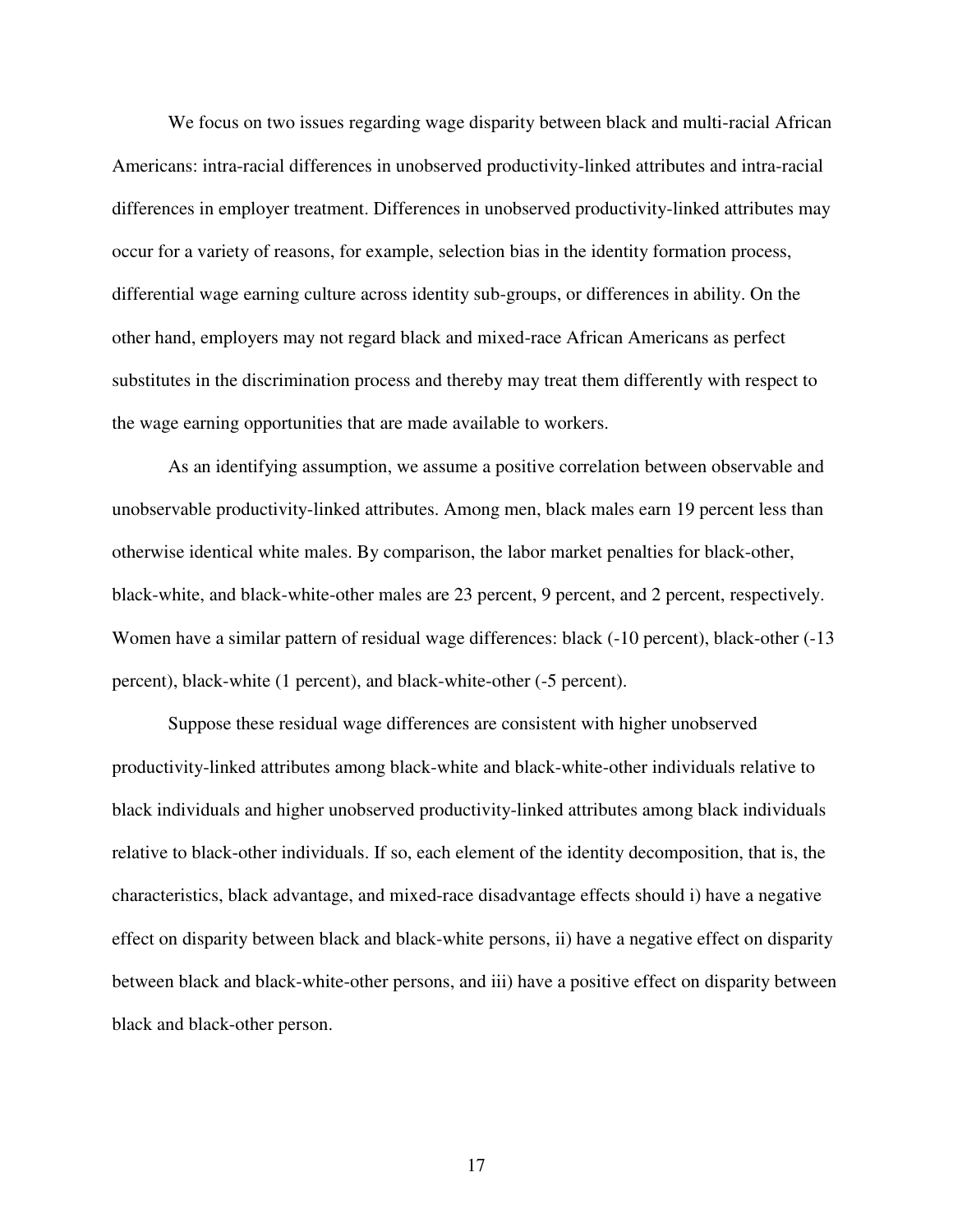We focus on two issues regarding wage disparity between black and multi-racial African Americans: intra-racial differences in unobserved productivity-linked attributes and intra-racial differences in employer treatment. Differences in unobserved productivity-linked attributes may occur for a variety of reasons, for example, selection bias in the identity formation process, differential wage earning culture across identity sub-groups, or differences in ability. On the other hand, employers may not regard black and mixed-race African Americans as perfect substitutes in the discrimination process and thereby may treat them differently with respect to the wage earning opportunities that are made available to workers.

As an identifying assumption, we assume a positive correlation between observable and unobservable productivity-linked attributes. Among men, black males earn 19 percent less than otherwise identical white males. By comparison, the labor market penalties for black-other, black-white, and black-white-other males are 23 percent, 9 percent, and 2 percent, respectively. Women have a similar pattern of residual wage differences: black (-10 percent), black-other (-13 percent), black-white (1 percent), and black-white-other (-5 percent).

Suppose these residual wage differences are consistent with higher unobserved productivity-linked attributes among black-white and black-white-other individuals relative to black individuals and higher unobserved productivity-linked attributes among black individuals relative to black-other individuals. If so, each element of the identity decomposition, that is, the characteristics, black advantage, and mixed-race disadvantage effects should i) have a negative effect on disparity between black and black-white persons, ii) have a negative effect on disparity between black and black-white-other persons, and iii) have a positive effect on disparity between black and black-other person.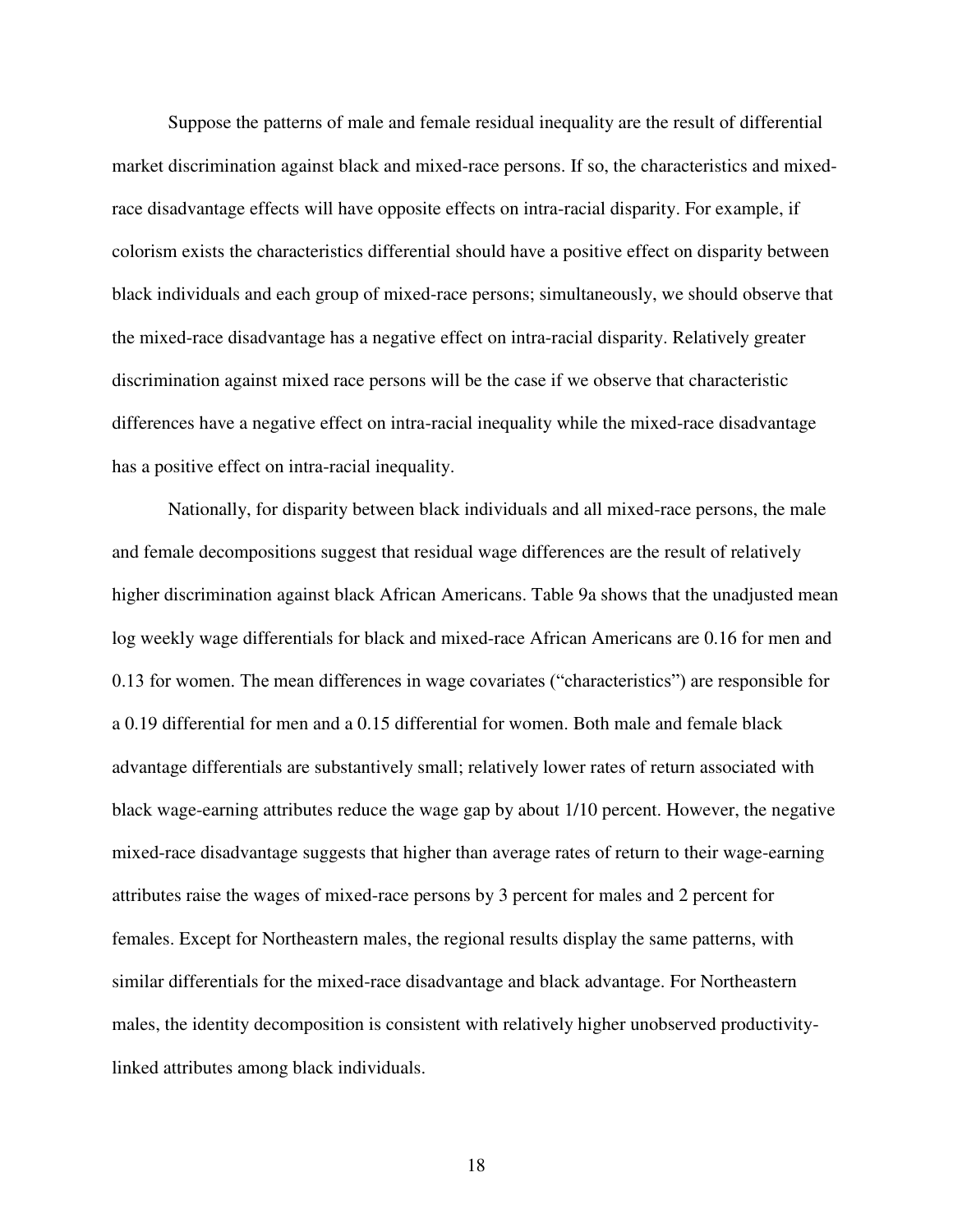Suppose the patterns of male and female residual inequality are the result of differential market discrimination against black and mixed-race persons. If so, the characteristics and mixed-race disadvantage effects will have opposite effects on intra-racial disparity. For example, if colorism exists the characteristics differential should have a positive effect on disparity between black individuals and each group of mixed-race persons; simultaneously, we should observe that the mixed-race disadvantage has a negative effect on intra-racial disparity. Relatively greater discrimination against mixed race persons will be the case if we observe that characteristic differences have a negative effect on intra-racial inequality while the mixed-race disadvantage has a positive effect on intra-racial inequality.

Nationally, for disparity between black individuals and all mixed-race persons, the male and female decompositions suggest that residual wage differences are the result of relatively higher discrimination against black African Americans. Table 9a shows that the unadjusted mean log weekly wage differentials for black and mixed-race African Americans are 0.16 for men and 0.13 for women. The mean differences in wage covariates ("characteristics") are responsible for a 0.19 differential for men and a 0.15 differential for women. Both male and female black advantage differentials are substantively small; relatively lower rates of return associated with black wage-earning attributes reduce the wage gap by about 1/10 percent. However, the negative mixed-race disadvantage suggests that higher than average rates of return to their wage-earning attributes raise the wages of mixed-race persons by 3 percent for males and 2 percent for females. Except for Northeastern males, the regional results display the same patterns, with similar differentials for the mixed-race disadvantage and black advantage. For Northeastern males, the identity decomposition is consistent with relatively higher unobserved productivity-linked attributes among black individuals.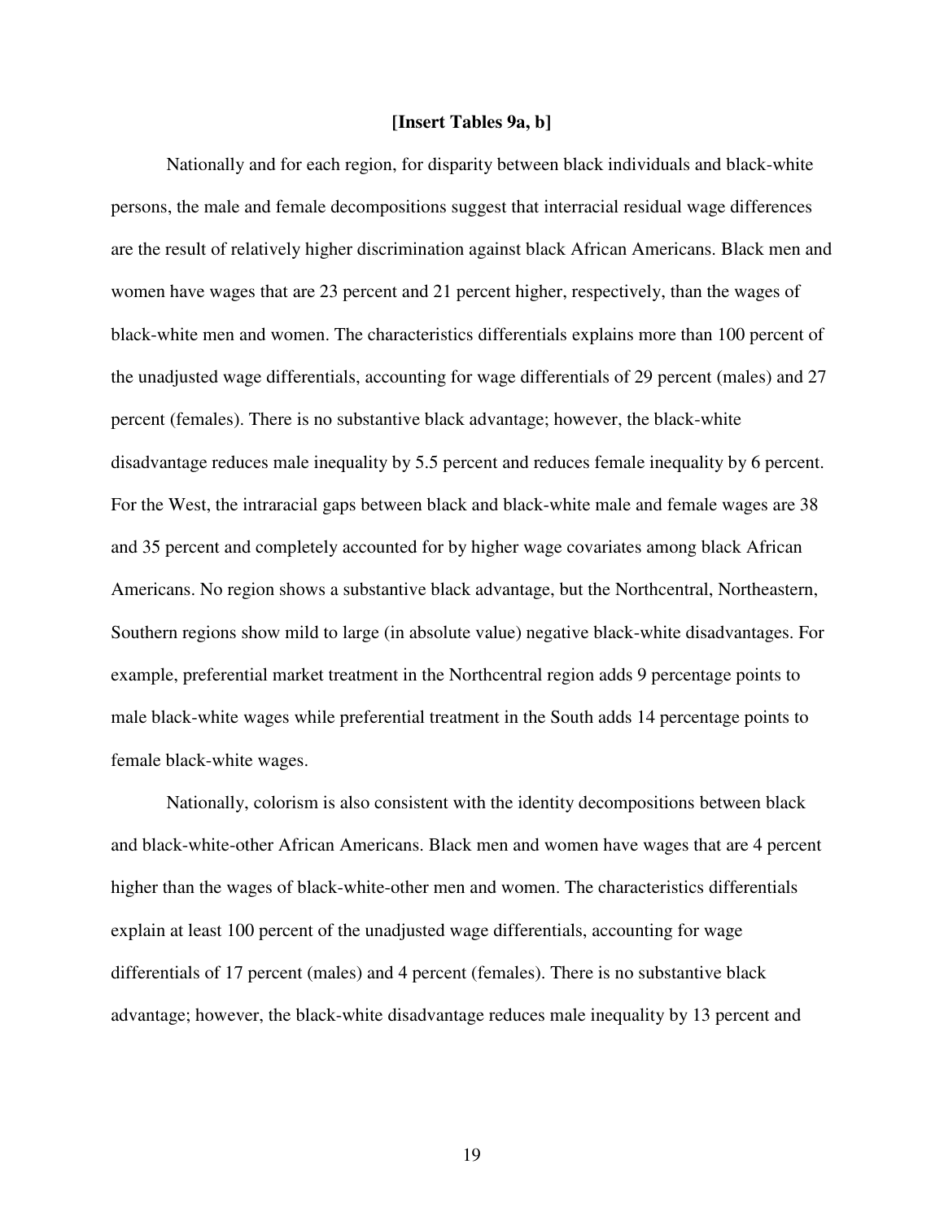**[Insert Tables 9a, b]**

Nationally and for each region, for disparity between black individuals and black-white persons, the male and female decompositions suggest that interracial residual wage differences are the result of relatively higher discrimination against black African Americans. Black men and women have wages that are 23 percent and 21 percent higher, respectively, than the wages of black-white men and women. The characteristics differentials explains more than 100 percent of the unadjusted wage differentials, accounting for wage differentials of 29 percent (males) and 27 percent (females). There is no substantive black advantage; however, the black-white disadvantage reduces male inequality by 5.5 percent and reduces female inequality by 6 percent. For the West, the intraracial gaps between black and black-white male and female wages are 38 and 35 percent and completely accounted for by higher wage covariates among black African Americans. No region shows a substantive black advantage, but the Northcentral, Northeastern, Southern regions show mild to large (in absolute value) negative black-white disadvantages. For example, preferential market treatment in the Northcentral region adds 9 percentage points to male black-white wages while preferential treatment in the South adds 14 percentage points to female black-white wages.

Nationally, colorism is also consistent with the identity decompositions between black and black-white-other African Americans. Black men and women have wages that are 4 percent higher than the wages of black-white-other men and women. The characteristics differentials explain at least 100 percent of the unadjusted wage differentials, accounting for wage differentials of 17 percent (males) and 4 percent (females). There is no substantive black advantage; however, the black-white disadvantage reduces male inequality by 13 percent and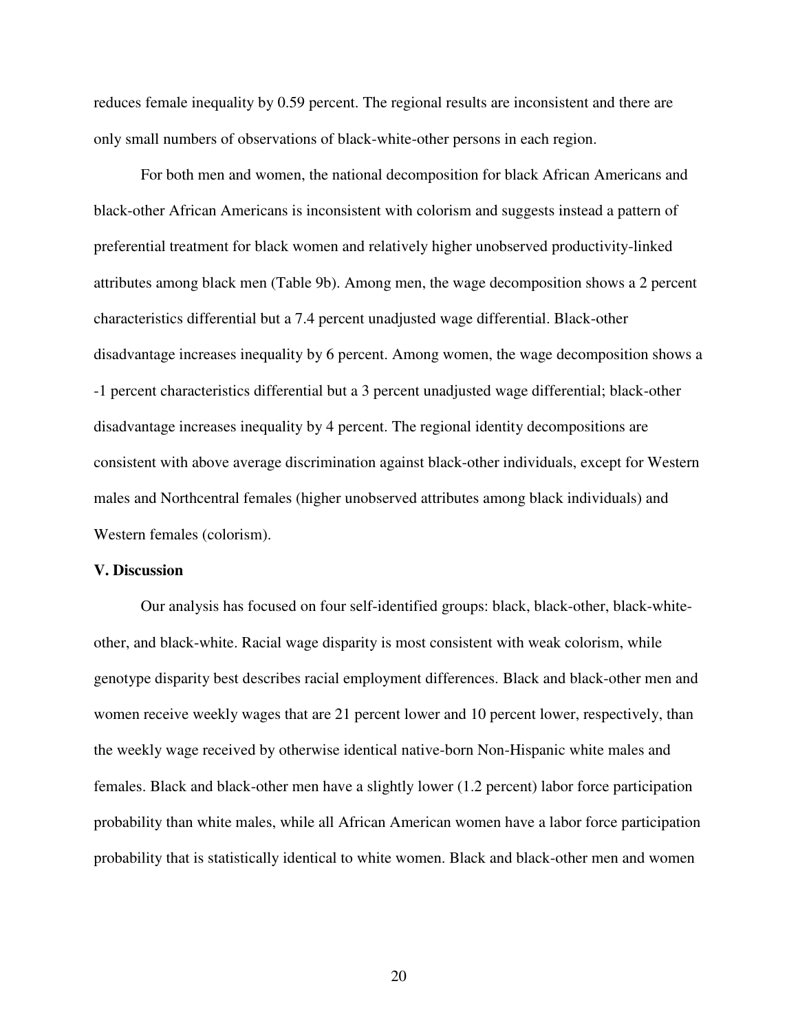reduces female inequality by 0.59 percent. The regional results are inconsistent and there are only small numbers of observations of black-white-other persons in each region.

For both men and women, the national decomposition for black African Americans and black-other African Americans is inconsistent with colorism and suggests instead a pattern of preferential treatment for black women and relatively higher unobserved productivity-linked attributes among black men (Table 9b). Among men, the wage decomposition shows a 2 percent characteristics differential but a 7.4 percent unadjusted wage differential. Black-other disadvantage increases inequality by 6 percent. Among women, the wage decomposition shows a -1 percent characteristics differential but a 3 percent unadjusted wage differential; black-other disadvantage increases inequality by 4 percent. The regional identity decompositions are consistent with above average discrimination against black-other individuals, except for Western males and Northcentral females (higher unobserved attributes among black individuals) and Western females (colorism).

## V. Discussion

Our analysis has focused on four self-identified groups: black, black-other, black-white-other, and black-white. Racial wage disparity is most consistent with weak colorism, while genotype disparity best describes racial employment differences. Black and black-other men and women receive weekly wages that are 21 percent lower and 10 percent lower, respectively, than the weekly wage received by otherwise identical native-born Non-Hispanic white males and females. Black and black-other men have a slightly lower (1.2 percent) labor force participation probability than white males, while all African American women have a labor force participation probability that is statistically identical to white women. Black and black-other men and women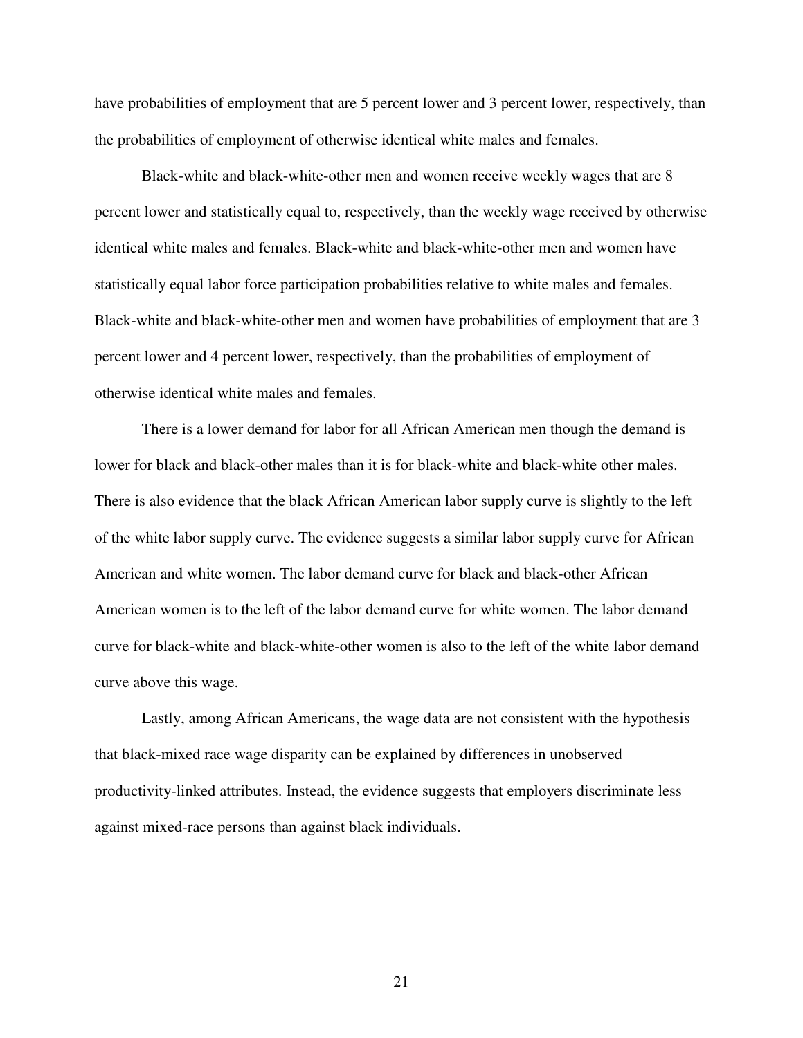have probabilities of employment that are 5 percent lower and 3 percent lower, respectively, than the probabilities of employment of otherwise identical white males and females.

Black-white and black-white-other men and women receive weekly wages that are 8 percent lower and statistically equal to, respectively, than the weekly wage received by otherwise identical white males and females. Black-white and black-white-other men and women have statistically equal labor force participation probabilities relative to white males and females. Black-white and black-white-other men and women have probabilities of employment that are 3 percent lower and 4 percent lower, respectively, than the probabilities of employment of otherwise identical white males and females.

There is a lower demand for labor for all African American men though the demand is lower for black and black-other males than it is for black-white and black-white other males. There is also evidence that the black African American labor supply curve is slightly to the left of the white labor supply curve. The evidence suggests a similar labor supply curve for African American and white women. The labor demand curve for black and black-other African American women is to the left of the labor demand curve for white women. The labor demand curve for black-white and black-white-other women is also to the left of the white labor demand curve above this wage.

Lastly, among African Americans, the wage data are not consistent with the hypothesis that black-mixed race wage disparity can be explained by differences in unobserved productivity-linked attributes. Instead, the evidence suggests that employers discriminate less against mixed-race persons than against black individuals.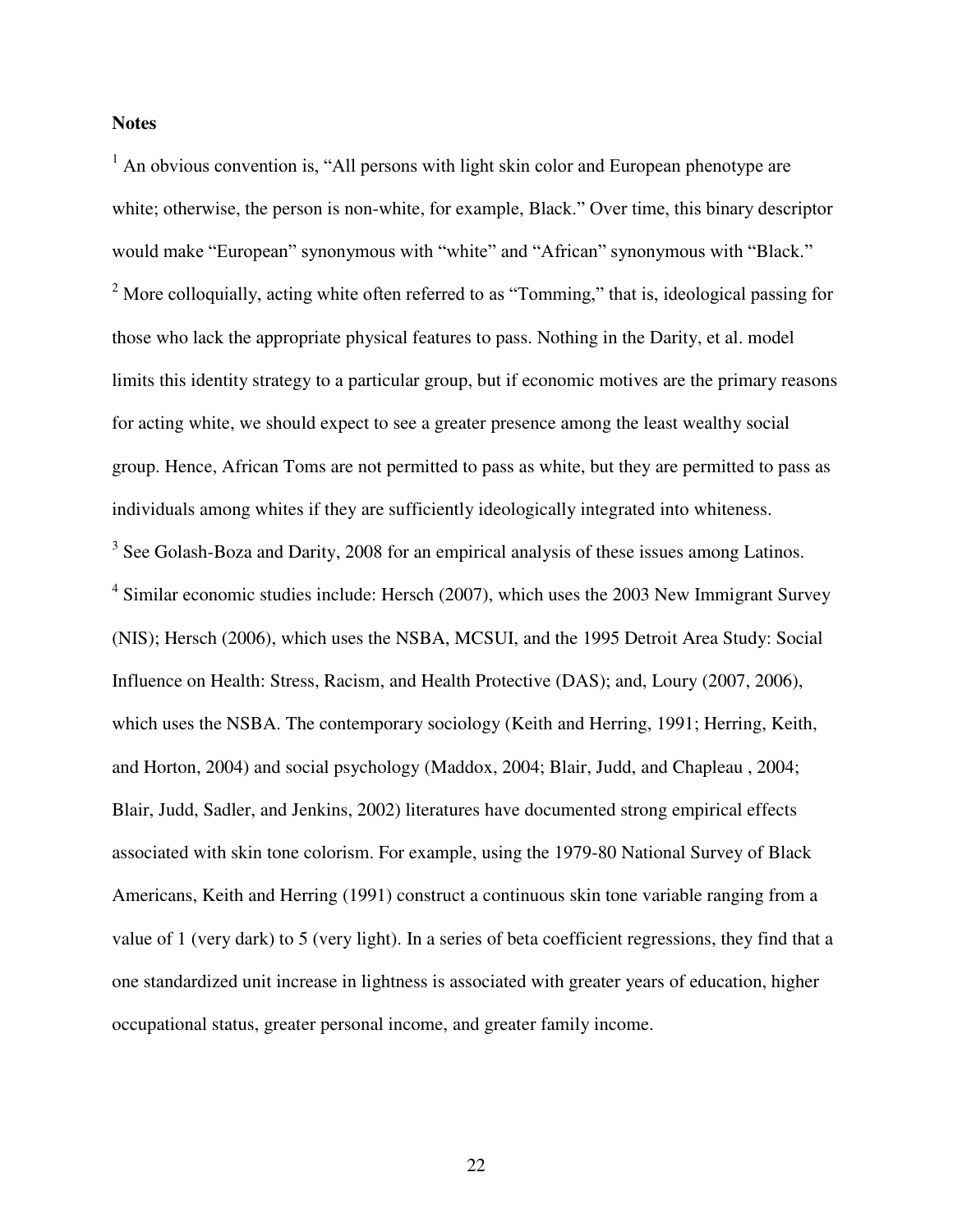**Notes**

[1] An obvious convention is, "All persons with light skin color and European phenotype are white; otherwise, the person is non-white, for example, Black." Over time, this binary descriptor would make "European" synonymous with "white" and "African" synonymous with "Black."

[2] More colloquially, acting white often referred to as "Tomming," that is, ideological passing for those who lack the appropriate physical features to pass. Nothing in the Darity, et al. model limits this identity strategy to a particular group, but if economic motives are the primary reasons for acting white, we should expect to see a greater presence among the least wealthy social group. Hence, African Toms are not permitted to pass as white, but they are permitted to pass as individuals among whites if they are sufficiently ideologically integrated into whiteness.

[3] See Golash-Boza and Darity, 2008 for an empirical analysis of these issues among Latinos.

[4] Similar economic studies include: Hersch (2007), which uses the 2003 New Immigrant Survey (NIS); Hersch (2006), which uses the NSBA, MCSUI, and the 1995 Detroit Area Study: Social Influence on Health: Stress, Racism, and Health Protective (DAS); and, Loury (2007, 2006), which uses the NSBA. The contemporary sociology (Keith and Herring, 1991; Herring, Keith, and Horton, 2004) and social psychology (Maddox, 2004; Blair, Judd, and Chapleau , 2004; Blair, Judd, Sadler, and Jenkins, 2002) literatures have documented strong empirical effects associated with skin tone colorism. For example, using the 1979-80 National Survey of Black Americans, Keith and Herring (1991) construct a continuous skin tone variable ranging from a value of 1 (very dark) to 5 (very light). In a series of beta coefficient regressions, they find that a one standardized unit increase in lightness is associated with greater years of education, higher occupational status, greater personal income, and greater family income.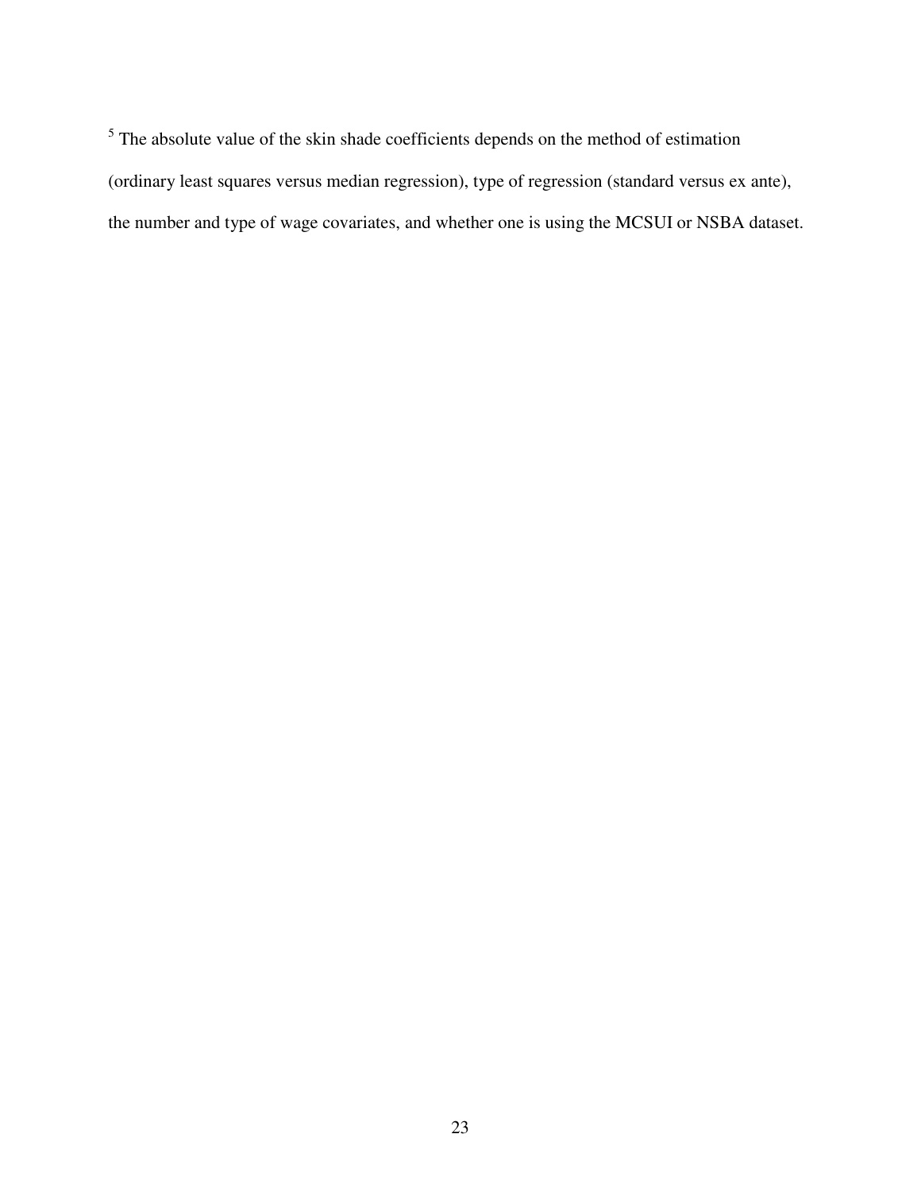[5] The absolute value of the skin shade coefficients depends on the method of estimation (ordinary least squares versus median regression), type of regression (standard versus ex ante), the number and type of wage covariates, and whether one is using the MCSUI or NSBA dataset.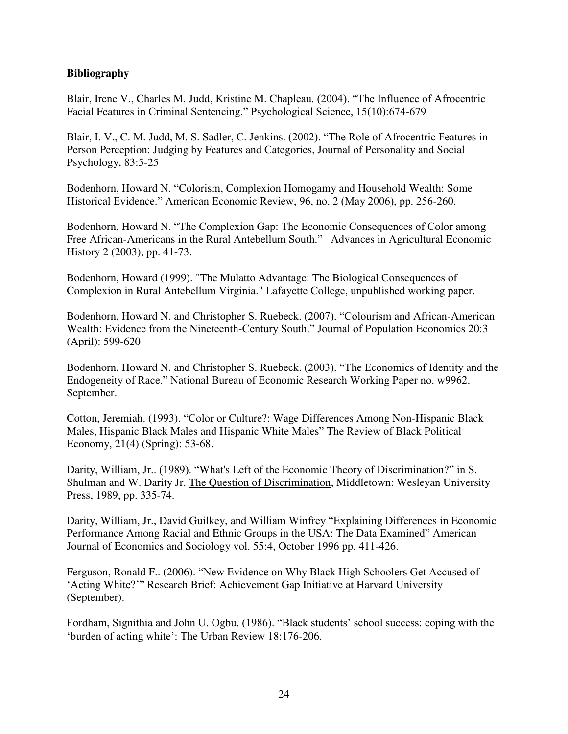**Bibliography**

Blair, Irene V., Charles M. Judd, Kristine M. Chapleau. (2004). "The Influence of Afrocentric Facial Features in Criminal Sentencing," Psychological Science, 15(10):674-679

Blair, I. V., C. M. Judd, M. S. Sadler, C. Jenkins. (2002). "The Role of Afrocentric Features in Person Perception: Judging by Features and Categories, Journal of Personality and Social Psychology, 83:5-25

Bodenhorn, Howard N. "Colorism, Complexion Homogamy and Household Wealth: Some Historical Evidence." American Economic Review, 96, no. 2 (May 2006), pp. 256-260.

Bodenhorn, Howard N. "The Complexion Gap: The Economic Consequences of Color among Free African-Americans in the Rural Antebellum South." Advances in Agricultural Economic History 2 (2003), pp. 41-73.

Bodenhorn, Howard (1999). "The Mulatto Advantage: The Biological Consequences of Complexion in Rural Antebellum Virginia." Lafayette College, unpublished working paper.

Bodenhorn, Howard N. and Christopher S. Ruebeck. (2007). "Colourism and African-American Wealth: Evidence from the Nineteenth-Century South." Journal of Population Economics 20:3 (April): 599-620

Bodenhorn, Howard N. and Christopher S. Ruebeck. (2003). "The Economics of Identity and the Endogeneity of Race." National Bureau of Economic Research Working Paper no. w9962. September.

Cotton, Jeremiah. (1993). "Color or Culture?: Wage Differences Among Non-Hispanic Black Males, Hispanic Black Males and Hispanic White Males" The Review of Black Political Economy, 21(4) (Spring): 53-68.

Darity, William, Jr.. (1989). "What's Left of the Economic Theory of Discrimination?" in S. Shulman and W. Darity Jr. The Question of Discrimination, Middletown: Wesleyan University Press, 1989, pp. 335-74.

Darity, William, Jr., David Guilkey, and William Winfrey "Explaining Differences in Economic Performance Among Racial and Ethnic Groups in the USA: The Data Examined" American Journal of Economics and Sociology vol. 55:4, October 1996 pp. 411-426.

Ferguson, Ronald F.. (2006). "New Evidence on Why Black High Schoolers Get Accused of 'Acting White?'" Research Brief: Achievement Gap Initiative at Harvard University (September).

Fordham, Signithia and John U. Ogbu. (1986). "Black students' school success: coping with the 'burden of acting white': The Urban Review 18:176-206.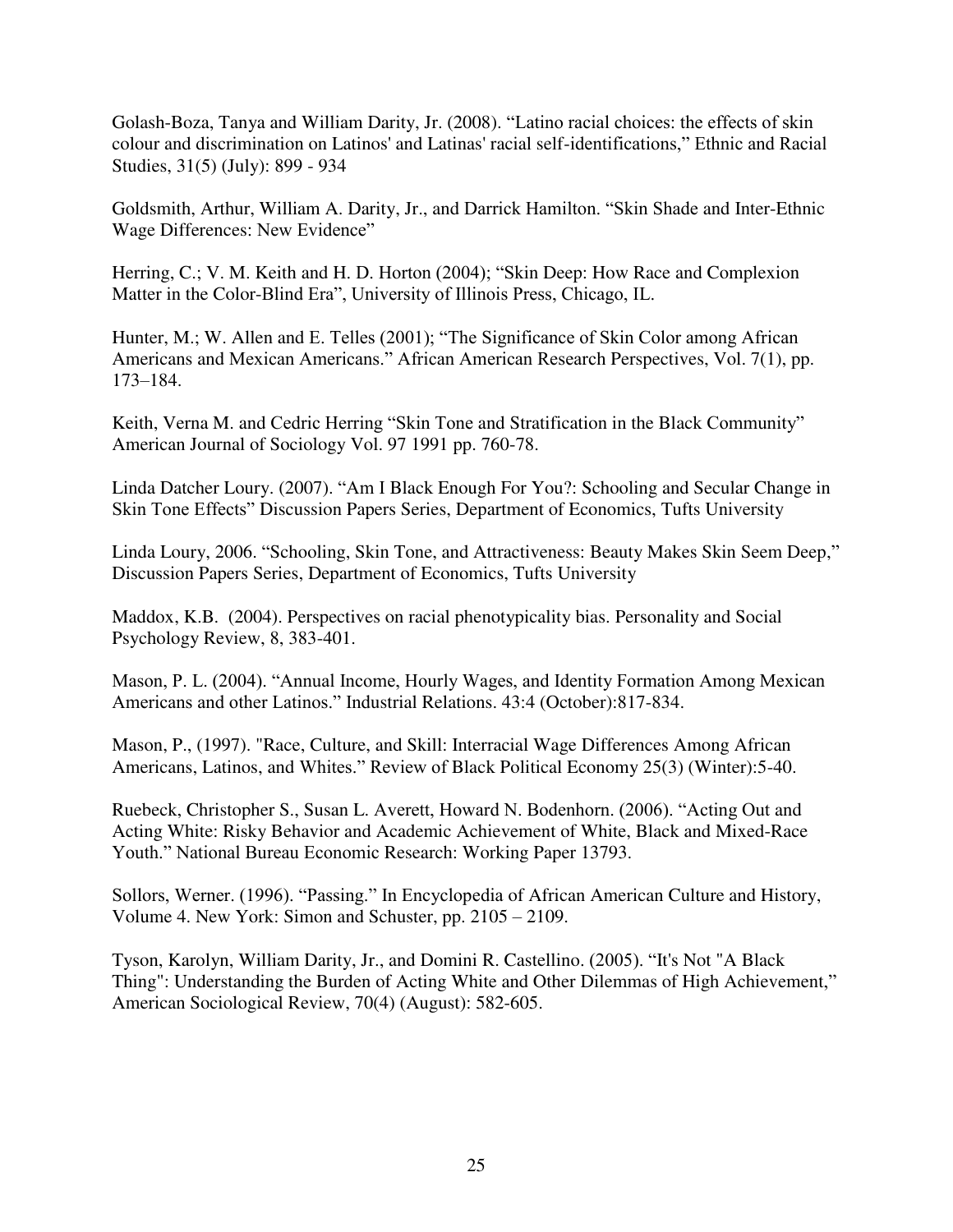Golash-Boza, Tanya and William Darity, Jr. (2008). “Latino racial choices: the effects of skin colour and discrimination on Latinos' and Latinas' racial self-identifications,” Ethnic and Racial Studies, 31(5) (July): 899 - 934

Goldsmith, Arthur, William A. Darity, Jr., and Darrick Hamilton. “Skin Shade and Inter-Ethnic Wage Differences: New Evidence”

Herring, C.; V. M. Keith and H. D. Horton (2004); “Skin Deep: How Race and Complexion Matter in the Color-Blind Era”, University of Illinois Press, Chicago, IL.

Hunter, M.; W. Allen and E. Telles (2001); “The Significance of Skin Color among African Americans and Mexican Americans.” African American Research Perspectives, Vol. 7(1), pp. 173–184.

Keith, Verna M. and Cedric Herring “Skin Tone and Stratification in the Black Community” American Journal of Sociology Vol. 97 1991 pp. 760-78.

Linda Datcher Loury. (2007). “Am I Black Enough For You?: Schooling and Secular Change in Skin Tone Effects” Discussion Papers Series, Department of Economics, Tufts University

Linda Loury, 2006. “Schooling, Skin Tone, and Attractiveness: Beauty Makes Skin Seem Deep,” Discussion Papers Series, Department of Economics, Tufts University

Maddox, K.B. (2004). Perspectives on racial phenotypicality bias. Personality and Social Psychology Review, 8, 383-401.

Mason, P. L. (2004). “Annual Income, Hourly Wages, and Identity Formation Among Mexican Americans and other Latinos.” Industrial Relations. 43:4 (October):817-834.

Mason, P., (1997). "Race, Culture, and Skill: Interracial Wage Differences Among African Americans, Latinos, and Whites.” Review of Black Political Economy 25(3) (Winter):5-40.

Ruebeck, Christopher S., Susan L. Averett, Howard N. Bodenhorn. (2006). “Acting Out and Acting White: Risky Behavior and Academic Achievement of White, Black and Mixed-Race Youth.” National Bureau Economic Research: Working Paper 13793.

Sollors, Werner. (1996). “Passing.” In Encyclopedia of African American Culture and History, Volume 4. New York: Simon and Schuster, pp. 2105 – 2109.

Tyson, Karolyn, William Darity, Jr., and Domini R. Castellino. (2005). “It's Not "A Black Thing": Understanding the Burden of Acting White and Other Dilemmas of High Achievement,” American Sociological Review, 70(4) (August): 582-605.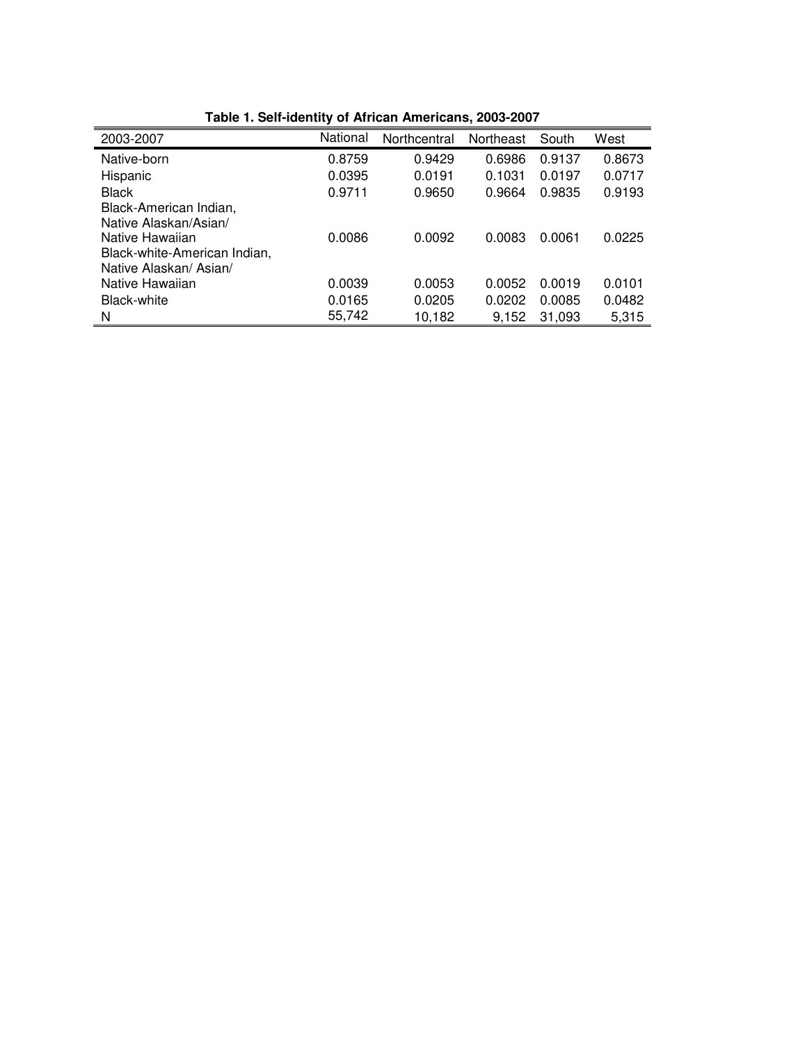**Table 1. Self-identity of African Americans, 2003-2007**

| 2003-2007 | National | Northcentral | Northeast | South | West |
|---|---|---|---|---|---|
| Native-born | 0.8759 | 0.9429 | 0.6986 | 0.9137 | 0.8673 |
| Hispanic | 0.0395 | 0.0191 | 0.1031 | 0.0197 | 0.0717 |
| Black | 0.9711 | 0.9650 | 0.9664 | 0.9835 | 0.9193 |
| Black-American Indian, Native Alaskan/Asian/ Native Hawaiian | 0.0086 | 0.0092 | 0.0083 | 0.0061 | 0.0225 |
| Black-white-American Indian, Native Alaskan/ Asian/ Native Hawaiian | 0.0039 | 0.0053 | 0.0052 | 0.0019 | 0.0101 |
| Black-white | 0.0165 | 0.0205 | 0.0202 | 0.0085 | 0.0482 |
| N | 55,742 | 10,182 | 9,152 | 31,093 | 5,315 |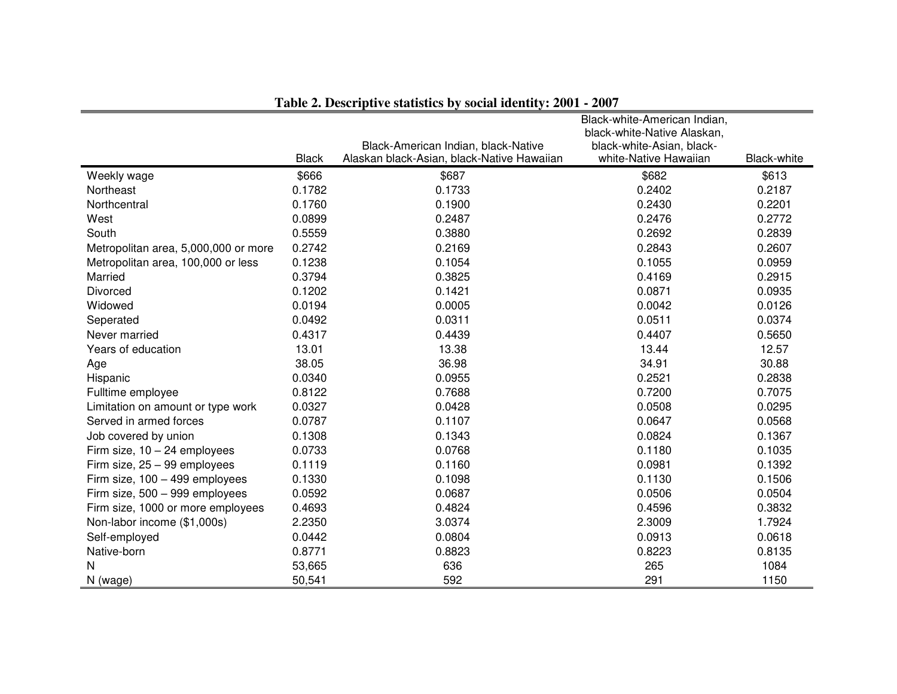**Table 2. Descriptive statistics by social identity: 2001 - 2007**

| | Black | Black-American Indian, black-Native Alaskan black-Asian, black-Native Hawaiian | Black-white-American Indian, black-white-Native Alaskan, black-white-Asian, black-white-Native Hawaiian | Black-white |
|---|---|---|---|---|
| Weekly wage | $666 | $687 | $682 | $613 |
| Northeast | 0.1782 | 0.1733 | 0.2402 | 0.2187 |
| Northcentral | 0.1760 | 0.1900 | 0.2430 | 0.2201 |
| West | 0.0899 | 0.2487 | 0.2476 | 0.2772 |
| South | 0.5559 | 0.3880 | 0.2692 | 0.2839 |
| Metropolitan area, 5,000,000 or more | 0.2742 | 0.2169 | 0.2843 | 0.2607 |
| Metropolitan area, 100,000 or less | 0.1238 | 0.1054 | 0.1055 | 0.0959 |
| Married | 0.3794 | 0.3825 | 0.4169 | 0.2915 |
| Divorced | 0.1202 | 0.1421 | 0.0871 | 0.0935 |
| Widowed | 0.0194 | 0.0005 | 0.0042 | 0.0126 |
| Seperated | 0.0492 | 0.0311 | 0.0511 | 0.0374 |
| Never married | 0.4317 | 0.4439 | 0.4407 | 0.5650 |
| Years of education | 13.01 | 13.38 | 13.44 | 12.57 |
| Age | 38.05 | 36.98 | 34.91 | 30.88 |
| Hispanic | 0.0340 | 0.0955 | 0.2521 | 0.2838 |
| Fulltime employee | 0.8122 | 0.7688 | 0.7200 | 0.7075 |
| Limitation on amount or type work | 0.0327 | 0.0428 | 0.0508 | 0.0295 |
| Served in armed forces | 0.0787 | 0.1107 | 0.0647 | 0.0568 |
| Job covered by union | 0.1308 | 0.1343 | 0.0824 | 0.1367 |
| Firm size, 10 – 24 employees | 0.0733 | 0.0768 | 0.1180 | 0.1035 |
| Firm size, 25 – 99 employees | 0.1119 | 0.1160 | 0.0981 | 0.1392 |
| Firm size, 100 – 499 employees | 0.1330 | 0.1098 | 0.1130 | 0.1506 |
| Firm size, 500 – 999 employees | 0.0592 | 0.0687 | 0.0506 | 0.0504 |
| Firm size, 1000 or more employees | 0.4693 | 0.4824 | 0.4596 | 0.3832 |
| Non-labor income ($1,000s) | 2.2350 | 3.0374 | 2.3009 | 1.7924 |
| Self-employed | 0.0442 | 0.0804 | 0.0913 | 0.0618 |
| Native-born | 0.8771 | 0.8823 | 0.8223 | 0.8135 |
| N | 53,665 | 636 | 265 | 1084 |
| N (wage) | 50,541 | 592 | 291 | 1150 |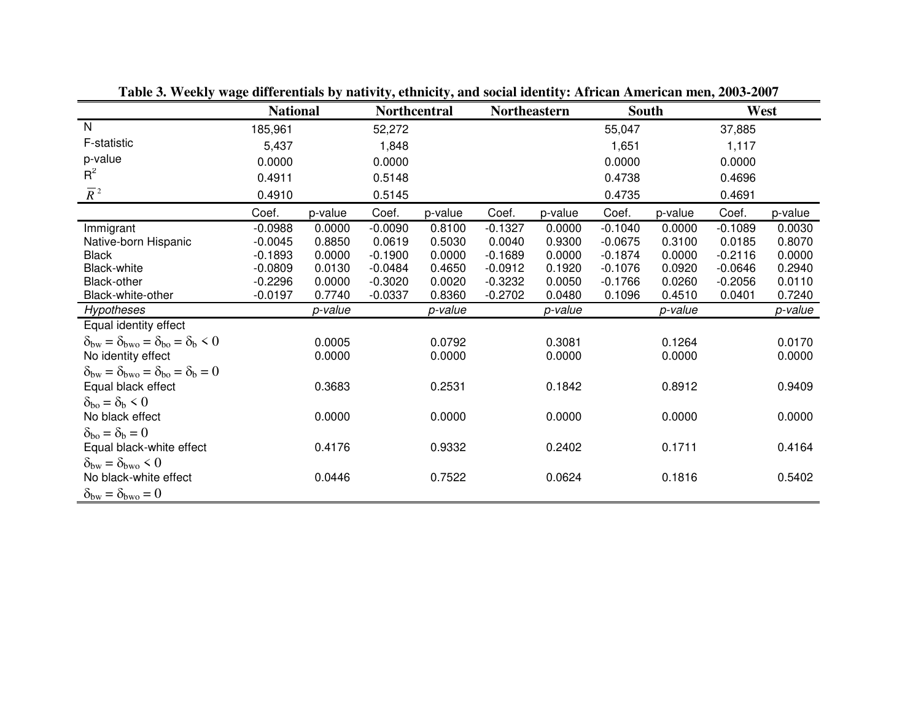**Table 3. Weekly wage differentials by nativity, ethnicity, and social identity: African American men, 2003-2007**

| | National | | Northcentral | | Northeastern | | South | | West | |
|---|---|---|---|---|---|---|---|---|---|---|
| N | 185,961 | | 52,272 | | | | 55,047 | | 37,885 | |
| F-statistic | 5,437 | | 1,848 | | | | 1,651 | | 1,117 | |
| p-value | 0.0000 | | 0.0000 | | | | 0.0000 | | 0.0000 | |
| $R^2$ | 0.4911 | | 0.5148 | | | | 0.4738 | | 0.4696 | |
| $\overline{R}^2$ | 0.4910 | | 0.5145 | | | | 0.4735 | | 0.4691 | |
| | Coef. | p-value | Coef. | p-value | Coef. | p-value | Coef. | p-value | Coef. | p-value |
| Immigrant | -0.0988 | 0.0000 | -0.0090 | 0.8100 | -0.1327 | 0.0000 | -0.1040 | 0.0000 | -0.1089 | 0.0030 |
| Native-born Hispanic | -0.0045 | 0.8850 | 0.0619 | 0.5030 | 0.0040 | 0.9300 | -0.0675 | 0.3100 | 0.0185 | 0.8070 |
| Black | -0.1893 | 0.0000 | -0.1900 | 0.0000 | -0.1689 | 0.0000 | -0.1874 | 0.0000 | -0.2116 | 0.0000 |
| Black-white | -0.0809 | 0.0130 | -0.0484 | 0.4650 | -0.0912 | 0.1920 | -0.1076 | 0.0920 | -0.0646 | 0.2940 |
| Black-other | -0.2296 | 0.0000 | -0.3020 | 0.0020 | -0.3232 | 0.0050 | -0.1766 | 0.0260 | -0.2056 | 0.0110 |
| Black-white-other | -0.0197 | 0.7740 | -0.0337 | 0.8360 | -0.2702 | 0.0480 | 0.1096 | 0.4510 | 0.0401 | 0.7240 |
| *Hypotheses* | | *p-value* | | *p-value* | | *p-value* | | *p-value* | | *p-value* |
| Equal identity effect $\delta_{bw} = \delta_{bwo} = \delta_{bo} = \delta_{b} < 0$ | | 0.0005 | | 0.0792 | | 0.3081 | | 0.1264 | | 0.0170 |
| No identity effect $\delta_{bw} = \delta_{bwo} = \delta_{bo} = \delta_{b} = 0$ | | 0.0000 | | 0.0000 | | 0.0000 | | 0.0000 | | 0.0000 |
| Equal black effect $\delta_{bo} = \delta_{b} < 0$ | | 0.3683 | | 0.2531 | | 0.1842 | | 0.8912 | | 0.9409 |
| No black effect $\delta_{bo} = \delta_{b} = 0$ | | 0.0000 | | 0.0000 | | 0.0000 | | 0.0000 | | 0.0000 |
| Equal black-white effect $\delta_{bw} = \delta_{bwo} < 0$ | | 0.4176 | | 0.9332 | | 0.2402 | | 0.1711 | | 0.4164 |
| No black-white effect $\delta_{bw} = \delta_{bwo} = 0$ | | 0.0446 | | 0.7522 | | 0.0624 | | 0.1816 | | 0.5402 |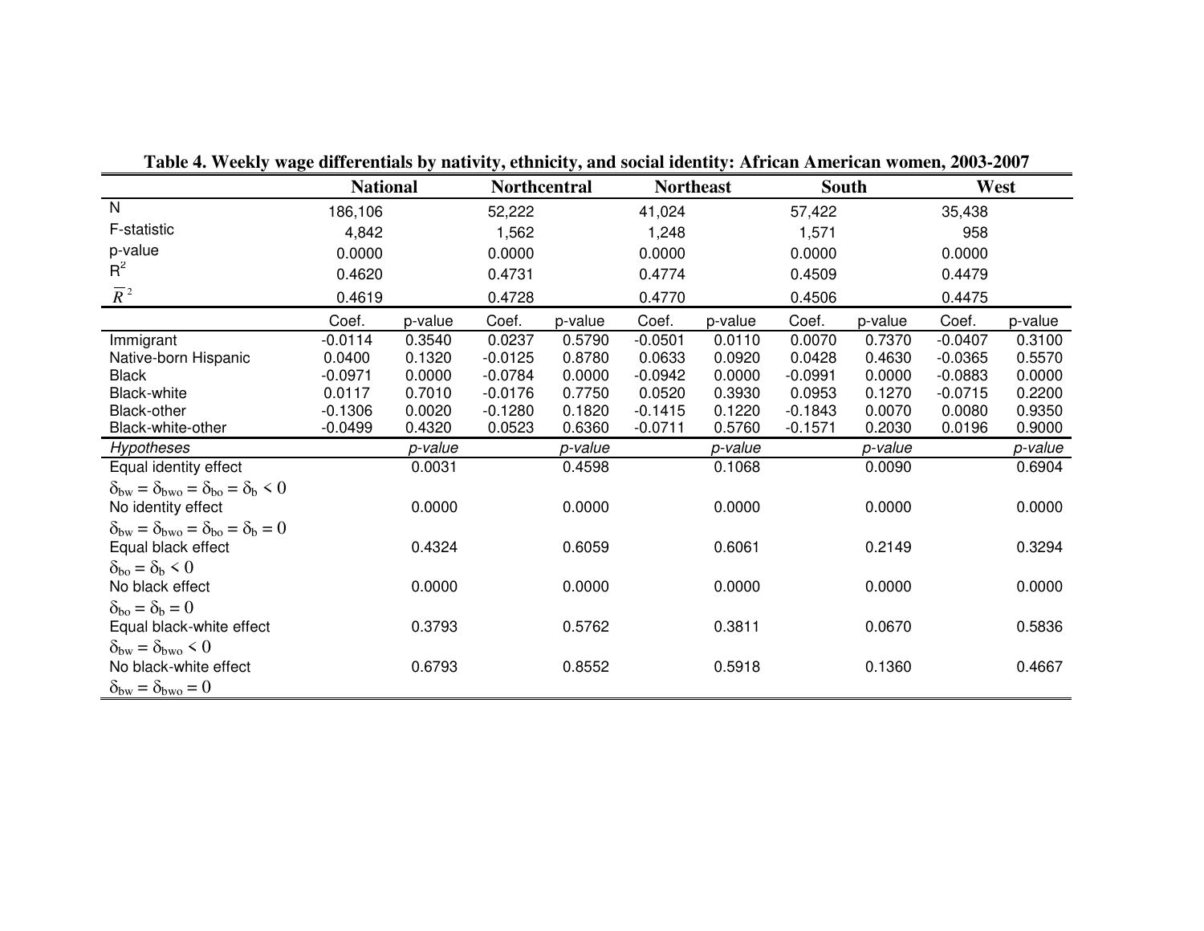**Table 4. Weekly wage differentials by nativity, ethnicity, and social identity: African American women, 2003-2007**

| | National | | Northcentral | | Northeast | | South | | West | |
|---|---|---|---|---|---|---|---|---|---|---|
| N | 186,106 | | 52,222 | | 41,024 | | 57,422 | | 35,438 | |
| F-statistic | 4,842 | | 1,562 | | 1,248 | | 1,571 | | 958 | |
| p-value | 0.0000 | | 0.0000 | | 0.0000 | | 0.0000 | | 0.0000 | |
| $R^2$ | 0.4620 | | 0.4731 | | 0.4774 | | 0.4509 | | 0.4479 | |
| $\bar{R}^2$ | 0.4619 | | 0.4728 | | 0.4770 | | 0.4506 | | 0.4475 | |
| | Coef. | p-value | Coef. | p-value | Coef. | p-value | Coef. | p-value | Coef. | p-value |
| Immigrant | -0.0114 | 0.3540 | 0.0237 | 0.5790 | -0.0501 | 0.0110 | 0.0070 | 0.7370 | -0.0407 | 0.3100 |
| Native-born Hispanic | 0.0400 | 0.1320 | -0.0125 | 0.8780 | 0.0633 | 0.0920 | 0.0428 | 0.4630 | -0.0365 | 0.5570 |
| Black | -0.0971 | 0.0000 | -0.0784 | 0.0000 | -0.0942 | 0.0000 | -0.0991 | 0.0000 | -0.0883 | 0.0000 |
| Black-white | 0.0117 | 0.7010 | -0.0176 | 0.7750 | 0.0520 | 0.3930 | 0.0953 | 0.1270 | -0.0715 | 0.2200 |
| Black-other | -0.1306 | 0.0020 | -0.1280 | 0.1820 | -0.1415 | 0.1220 | -0.1843 | 0.0070 | 0.0080 | 0.9350 |
| Black-white-other | -0.0499 | 0.4320 | 0.0523 | 0.6360 | -0.0711 | 0.5760 | -0.1571 | 0.2030 | 0.0196 | 0.9000 |
| *Hypotheses* | | *p-value* | | *p-value* | | *p-value* | | *p-value* | | *p-value* |
| Equal identity effect $\delta_{bw} = \delta_{bwo} = \delta_{bo} = \delta_b < 0$ | | 0.0031 | | 0.4598 | | 0.1068 | | 0.0090 | | 0.6904 |
| No identity effect $\delta_{bw} = \delta_{bwo} = \delta_{bo} = \delta_b = 0$ | | 0.0000 | | 0.0000 | | 0.0000 | | 0.0000 | | 0.0000 |
| Equal black effect $\delta_{bo} = \delta_b < 0$ | | 0.4324 | | 0.6059 | | 0.6061 | | 0.2149 | | 0.3294 |
| No black effect $\delta_{bo} = \delta_b = 0$ | | 0.0000 | | 0.0000 | | 0.0000 | | 0.0000 | | 0.0000 |
| Equal black-white effect $\delta_{bw} = \delta_{bwo} < 0$ | | 0.3793 | | 0.5762 | | 0.3811 | | 0.0670 | | 0.5836 |
| No black-white effect $\delta_{bw} = \delta_{bwo} = 0$ | | 0.6793 | | 0.8552 | | 0.5918 | | 0.1360 | | 0.4667 |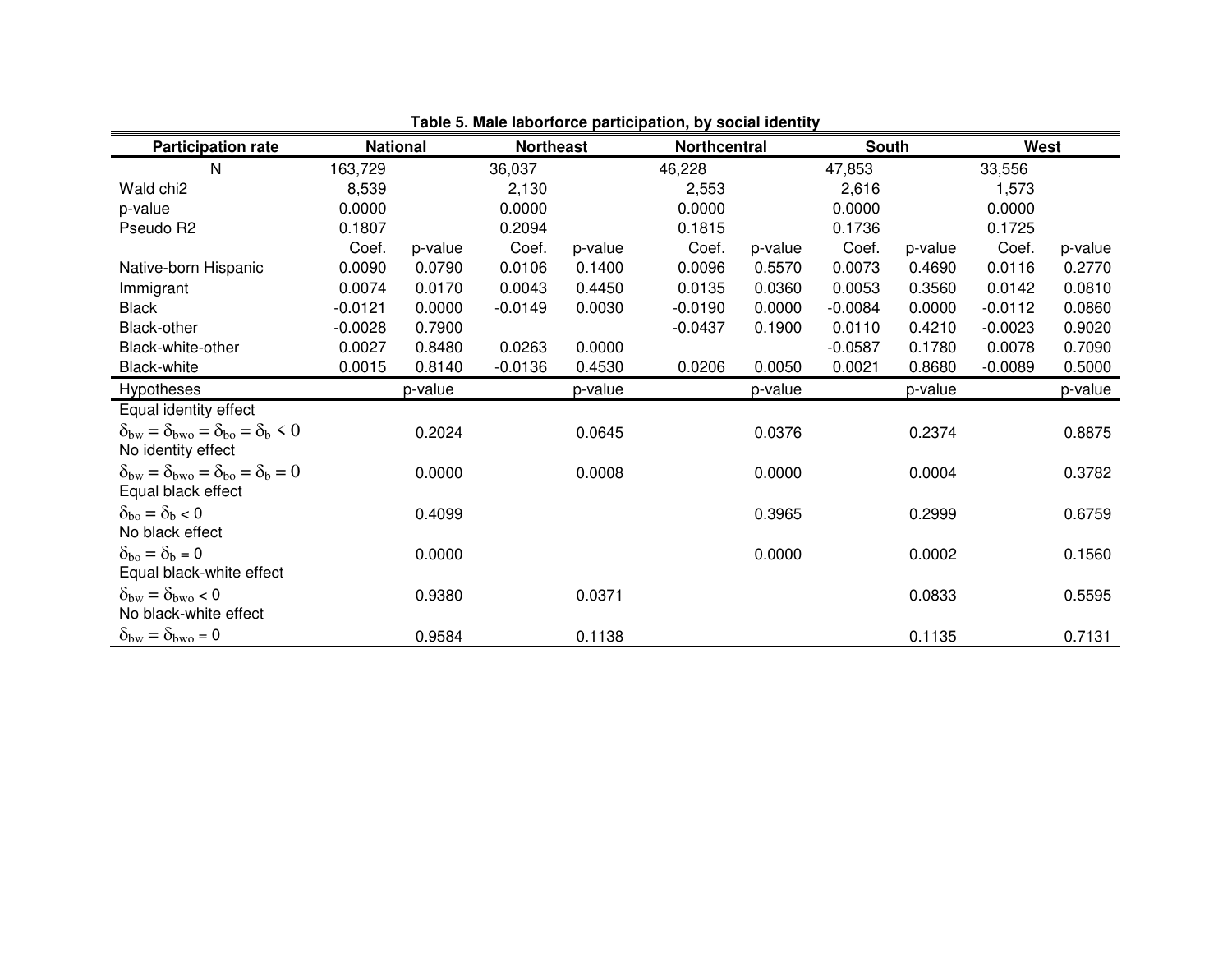**Table 5. Male laborforce participation, by social identity**

| Participation rate | National | | Northeast | | Northcentral | | South | | West | |
|---|---|---|---|---|---|---|---|---|---|---|
| N | 163,729 | | 36,037 | | 46,228 | | 47,853 | | 33,556 | |
| Wald chi2 | 8,539 | | 2,130 | | 2,553 | | 2,616 | | 1,573 | |
| p-value | 0.0000 | | 0.0000 | | 0.0000 | | 0.0000 | | 0.0000 | |
| Pseudo R2 | 0.1807 | | 0.2094 | | 0.1815 | | 0.1736 | | 0.1725 | |
| | Coef. | p-value | Coef. | p-value | Coef. | p-value | Coef. | p-value | Coef. | p-value |
| Native-born Hispanic | 0.0090 | 0.0790 | 0.0106 | 0.1400 | 0.0096 | 0.5570 | 0.0073 | 0.4690 | 0.0116 | 0.2770 |
| Immigrant | 0.0074 | 0.0170 | 0.0043 | 0.4450 | 0.0135 | 0.0360 | 0.0053 | 0.3560 | 0.0142 | 0.0810 |
| Black | -0.0121 | 0.0000 | -0.0149 | 0.0030 | -0.0190 | 0.0000 | -0.0084 | 0.0000 | -0.0112 | 0.0860 |
| Black-other | -0.0028 | 0.7900 | | | -0.0437 | 0.1900 | 0.0110 | 0.4210 | -0.0023 | 0.9020 |
| Black-white-other | 0.0027 | 0.8480 | 0.0263 | 0.0000 | | | -0.0587 | 0.1780 | 0.0078 | 0.7090 |
| Black-white | 0.0015 | 0.8140 | -0.0136 | 0.4530 | 0.0206 | 0.0050 | 0.0021 | 0.8680 | -0.0089 | 0.5000 |
| **Hypotheses** | | p-value | | p-value | | p-value | | p-value | | p-value |
| Equal identity effect $\delta_{bw} = \delta_{bwo} = \delta_{bo} = \delta_b < 0$ | | 0.2024 | | 0.0645 | | 0.0376 | | 0.2374 | | 0.8875 |
| No identity effect $\delta_{bw} = \delta_{bwo} = \delta_{bo} = \delta_b = 0$ | | 0.0000 | | 0.0008 | | 0.0000 | | 0.0004 | | 0.3782 |
| Equal black effect $\delta_{bo} = \delta_b < 0$ | | 0.4099 | | | | 0.3965 | | 0.2999 | | 0.6759 |
| No black effect $\delta_{bo} = \delta_b = 0$ | | 0.0000 | | | | 0.0000 | | 0.0002 | | 0.1560 |
| Equal black-white effect $\delta_{bw} = \delta_{bwo} < 0$ | | 0.9380 | | 0.0371 | | | | 0.0833 | | 0.5595 |
| No black-white effect $\delta_{bw} = \delta_{bwo} = 0$ | | 0.9584 | | 0.1138 | | | | 0.1135 | | 0.7131 |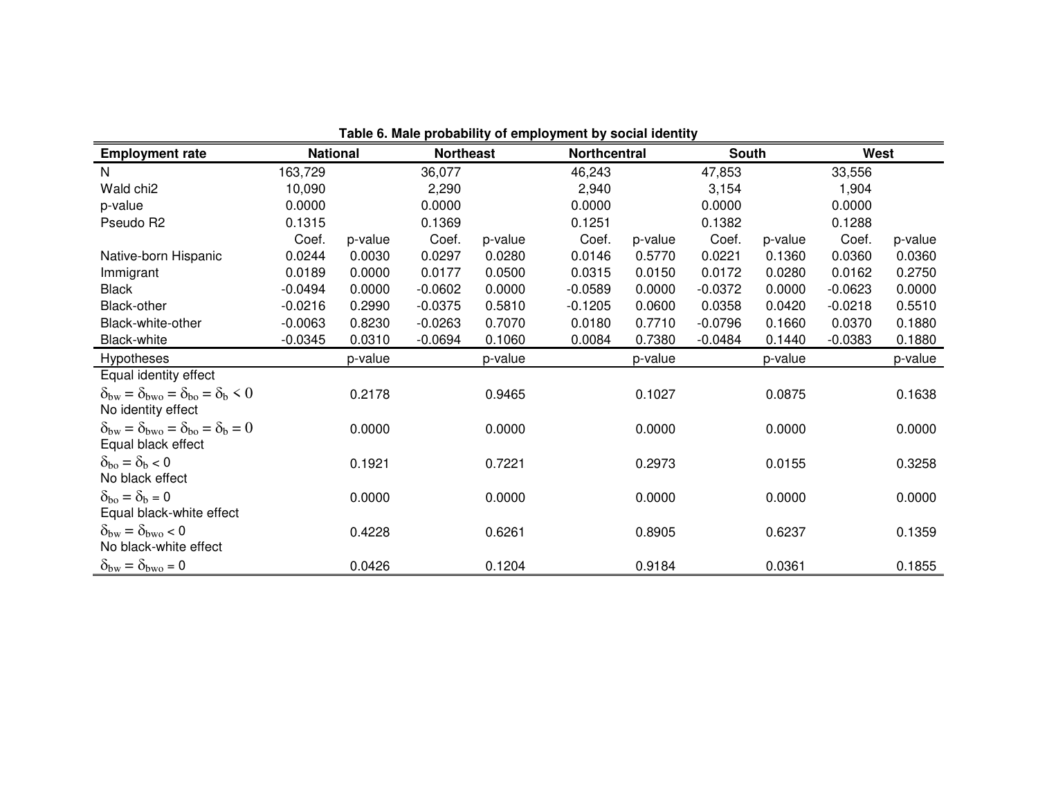**Table 6. Male probability of employment by social identity**

| Employment rate | National | | Northeast | | Northcentral | | South | | West | |
|---|---|---|---|---|---|---|---|---|---|---|
| N | 163,729 | | 36,077 | | 46,243 | | 47,853 | | 33,556 | |
| Wald chi2 | 10,090 | | 2,290 | | 2,940 | | 3,154 | | 1,904 | |
| p-value | 0.0000 | | 0.0000 | | 0.0000 | | 0.0000 | | 0.0000 | |
| Pseudo R2 | 0.1315 | | 0.1369 | | 0.1251 | | 0.1382 | | 0.1288 | |
| | Coef. | p-value | Coef. | p-value | Coef. | p-value | Coef. | p-value | Coef. | p-value |
| Native-born Hispanic | 0.0244 | 0.0030 | 0.0297 | 0.0280 | 0.0146 | 0.5770 | 0.0221 | 0.1360 | 0.0360 | 0.0360 |
| Immigrant | 0.0189 | 0.0000 | 0.0177 | 0.0500 | 0.0315 | 0.0150 | 0.0172 | 0.0280 | 0.0162 | 0.2750 |
| Black | -0.0494 | 0.0000 | -0.0602 | 0.0000 | -0.0589 | 0.0000 | -0.0372 | 0.0000 | -0.0623 | 0.0000 |
| Black-other | -0.0216 | 0.2990 | -0.0375 | 0.5810 | -0.1205 | 0.0600 | 0.0358 | 0.0420 | -0.0218 | 0.5510 |
| Black-white-other | -0.0063 | 0.8230 | -0.0263 | 0.7070 | 0.0180 | 0.7710 | -0.0796 | 0.1660 | 0.0370 | 0.1880 |
| Black-white | -0.0345 | 0.0310 | -0.0694 | 0.1060 | 0.0084 | 0.7380 | -0.0484 | 0.1440 | -0.0383 | 0.1880 |
| Hypotheses | | p-value | | p-value | | p-value | | p-value | | p-value |
| Equal identity effect | | | | | | | | | | |
| $\delta_{bw} = \delta_{bwo} = \delta_{bo} = \delta_b < 0$ | | 0.2178 | | 0.9465 | | 0.1027 | | 0.0875 | | 0.1638 |
| No identity effect | | | | | | | | | | |
| $\delta_{bw} = \delta_{bwo} = \delta_{bo} = \delta_b = 0$ | | 0.0000 | | 0.0000 | | 0.0000 | | 0.0000 | | 0.0000 |
| Equal black effect | | | | | | | | | | |
| $\delta_{bo} = \delta_b < 0$ | | 0.1921 | | 0.7221 | | 0.2973 | | 0.0155 | | 0.3258 |
| No black effect | | | | | | | | | | |
| $\delta_{bo} = \delta_b = 0$ | | 0.0000 | | 0.0000 | | 0.0000 | | 0.0000 | | 0.0000 |
| Equal black-white effect | | | | | | | | | | |
| $\delta_{bw} = \delta_{bwo} < 0$ | | 0.4228 | | 0.6261 | | 0.8905 | | 0.6237 | | 0.1359 |
| No black-white effect | | | | | | | | | | |
| $\delta_{bw} = \delta_{bwo} = 0$ | | 0.0426 | | 0.1204 | | 0.9184 | | 0.0361 | | 0.1855 |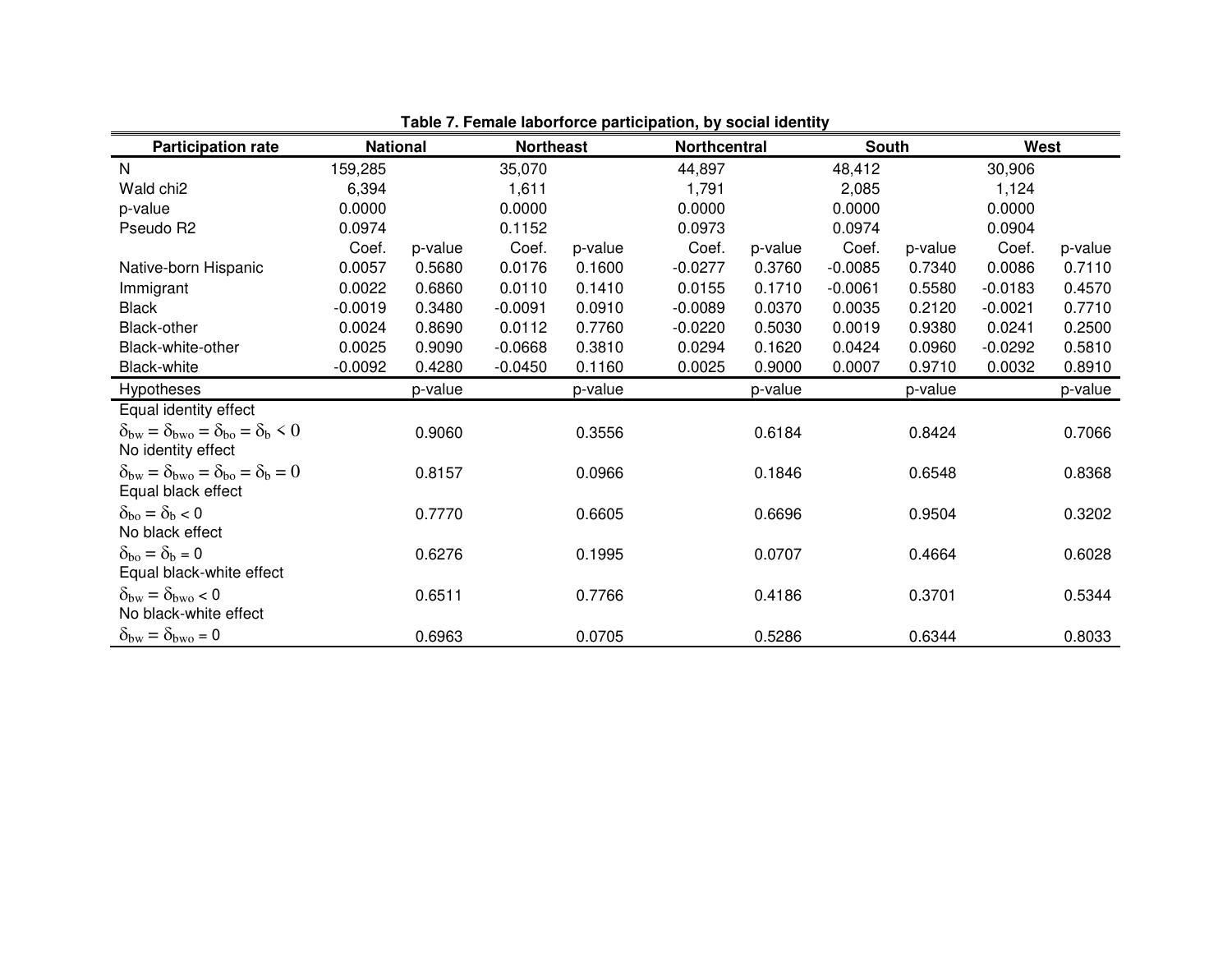**Table 7. Female laborforce participation, by social identity**

| Participation rate | National | | Northeast | | Northcentral | | South | | West | |
|---|---|---|---|---|---|---|---|---|---|---|
| N | 159,285 | | 35,070 | | 44,897 | | 48,412 | | 30,906 | |
| Wald chi2 | 6,394 | | 1,611 | | 1,791 | | 2,085 | | 1,124 | |
| p-value | 0.0000 | | 0.0000 | | 0.0000 | | 0.0000 | | 0.0000 | |
| Pseudo R2 | 0.0974 | | 0.1152 | | 0.0973 | | 0.0974 | | 0.0904 | |
| | Coef. | p-value | Coef. | p-value | Coef. | p-value | Coef. | p-value | Coef. | p-value |
| Native-born Hispanic | 0.0057 | 0.5680 | 0.0176 | 0.1600 | -0.0277 | 0.3760 | -0.0085 | 0.7340 | 0.0086 | 0.7110 |
| Immigrant | 0.0022 | 0.6860 | 0.0110 | 0.1410 | 0.0155 | 0.1710 | -0.0061 | 0.5580 | -0.0183 | 0.4570 |
| Black | -0.0019 | 0.3480 | -0.0091 | 0.0910 | -0.0089 | 0.0370 | 0.0035 | 0.2120 | -0.0021 | 0.7710 |
| Black-other | 0.0024 | 0.8690 | 0.0112 | 0.7760 | -0.0220 | 0.5030 | 0.0019 | 0.9380 | 0.0241 | 0.2500 |
| Black-white-other | 0.0025 | 0.9090 | -0.0668 | 0.3810 | 0.0294 | 0.1620 | 0.0424 | 0.0960 | -0.0292 | 0.5810 |
| Black-white | -0.0092 | 0.4280 | -0.0450 | 0.1160 | 0.0025 | 0.9000 | 0.0007 | 0.9710 | 0.0032 | 0.8910 |
| **Hypotheses** | | p-value | | p-value | | p-value | | p-value | | p-value |
| Equal identity effect | | | | | | | | | | |
| $\delta_{bw} = \delta_{bwo} = \delta_{bo} = \delta_{b} < 0$ | | 0.9060 | | 0.3556 | | 0.6184 | | 0.8424 | | 0.7066 |
| No identity effect | | | | | | | | | | |
| $\delta_{bw} = \delta_{bwo} = \delta_{bo} = \delta_{b} = 0$ | | 0.8157 | | 0.0966 | | 0.1846 | | 0.6548 | | 0.8368 |
| Equal black effect | | | | | | | | | | |
| $\delta_{bo} = \delta_{b} < 0$ | | 0.7770 | | 0.6605 | | 0.6696 | | 0.9504 | | 0.3202 |
| No black effect | | | | | | | | | | |
| $\delta_{bo} = \delta_{b} = 0$ | | 0.6276 | | 0.1995 | | 0.0707 | | 0.4664 | | 0.6028 |
| Equal black-white effect | | | | | | | | | | |
| $\delta_{bw} = \delta_{bwo} < 0$ | | 0.6511 | | 0.7766 | | 0.4186 | | 0.3701 | | 0.5344 |
| No black-white effect | | | | | | | | | | |
| $\delta_{bw} = \delta_{bwo} = 0$ | | 0.6963 | | 0.0705 | | 0.5286 | | 0.6344 | | 0.8033 |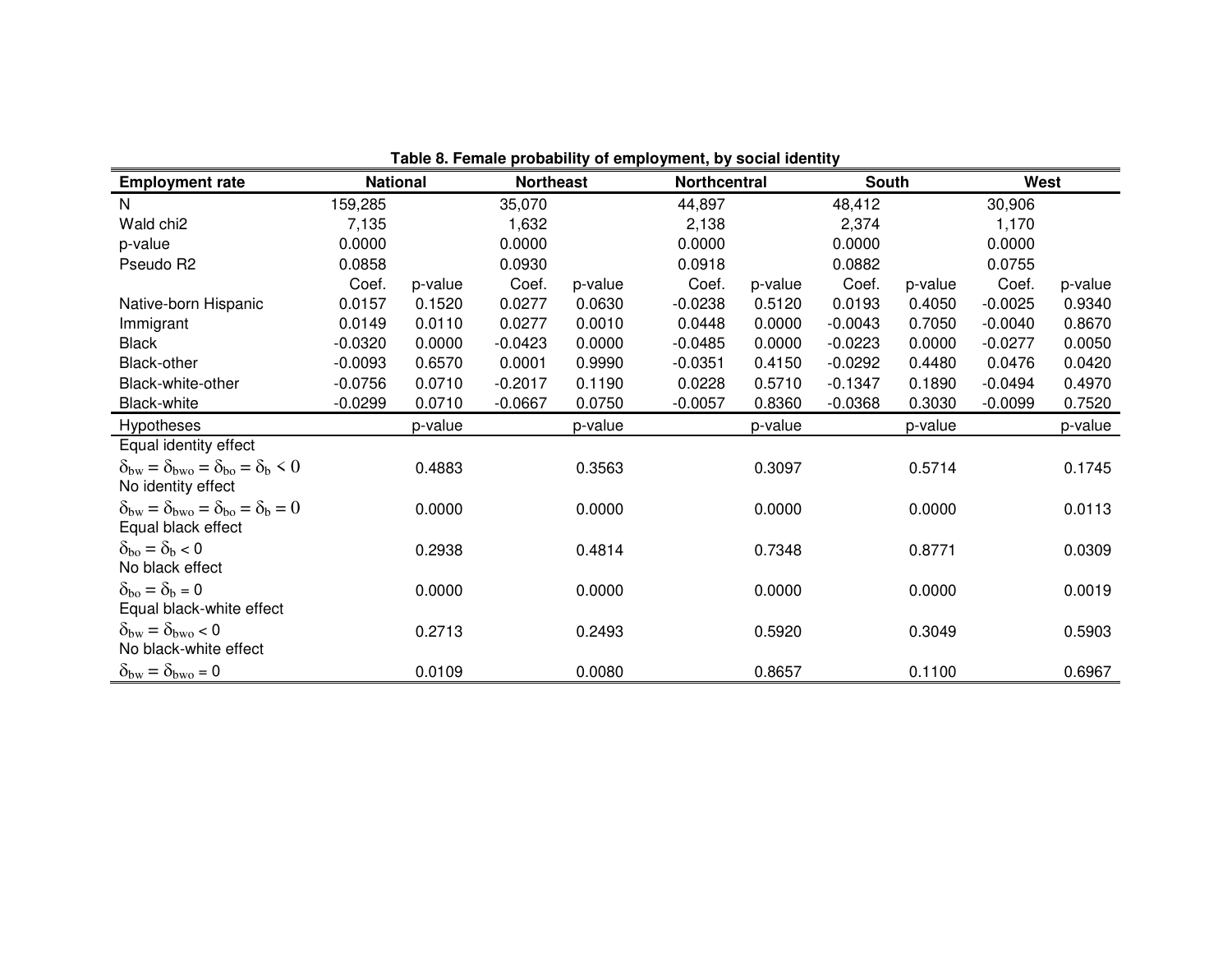**Table 8. Female probability of employment, by social identity**

| Employment rate | National | | Northeast | | Northcentral | | South | | West | |
|---|---|---|---|---|---|---|---|---|---|---|
| N | 159,285 | | 35,070 | | 44,897 | | 48,412 | | 30,906 | |
| Wald chi2 | 7,135 | | 1,632 | | 2,138 | | 2,374 | | 1,170 | |
| p-value | 0.0000 | | 0.0000 | | 0.0000 | | 0.0000 | | 0.0000 | |
| Pseudo R2 | 0.0858 | | 0.0930 | | 0.0918 | | 0.0882 | | 0.0755 | |
| | Coef. | p-value | Coef. | p-value | Coef. | p-value | Coef. | p-value | Coef. | p-value |
| Native-born Hispanic | 0.0157 | 0.1520 | 0.0277 | 0.0630 | -0.0238 | 0.5120 | 0.0193 | 0.4050 | -0.0025 | 0.9340 |
| Immigrant | 0.0149 | 0.0110 | 0.0277 | 0.0010 | 0.0448 | 0.0000 | -0.0043 | 0.7050 | -0.0040 | 0.8670 |
| Black | -0.0320 | 0.0000 | -0.0423 | 0.0000 | -0.0485 | 0.0000 | -0.0223 | 0.0000 | -0.0277 | 0.0050 |
| Black-other | -0.0093 | 0.6570 | 0.0001 | 0.9990 | -0.0351 | 0.4150 | -0.0292 | 0.4480 | 0.0476 | 0.0420 |
| Black-white-other | -0.0756 | 0.0710 | -0.2017 | 0.1190 | 0.0228 | 0.5710 | -0.1347 | 0.1890 | -0.0494 | 0.4970 |
| Black-white | -0.0299 | 0.0710 | -0.0667 | 0.0750 | -0.0057 | 0.8360 | -0.0368 | 0.3030 | -0.0099 | 0.7520 |
| Hypotheses | | p-value | | p-value | | p-value | | p-value | | p-value |
| Equal identity effect | | | | | | | | | | |
| $\delta_{bw} = \delta_{bwo} = \delta_{bo} = \delta_{b} < 0$ | | 0.4883 | | 0.3563 | | 0.3097 | | 0.5714 | | 0.1745 |
| No identity effect | | | | | | | | | | |
| $\delta_{bw} = \delta_{bwo} = \delta_{bo} = \delta_{b} = 0$ | | 0.0000 | | 0.0000 | | 0.0000 | | 0.0000 | | 0.0113 |
| Equal black effect | | | | | | | | | | |
| $\delta_{bo} = \delta_{b} < 0$ | | 0.2938 | | 0.4814 | | 0.7348 | | 0.8771 | | 0.0309 |
| No black effect | | | | | | | | | | |
| $\delta_{bo} = \delta_{b} = 0$ | | 0.0000 | | 0.0000 | | 0.0000 | | 0.0000 | | 0.0019 |
| Equal black-white effect | | | | | | | | | | |
| $\delta_{bw} = \delta_{bwo} < 0$ | | 0.2713 | | 0.2493 | | 0.5920 | | 0.3049 | | 0.5903 |
| No black-white effect | | | | | | | | | | |
| $\delta_{bw} = \delta_{bwo} = 0$ | | 0.0109 | | 0.0080 | | 0.8657 | | 0.1100 | | 0.6967 |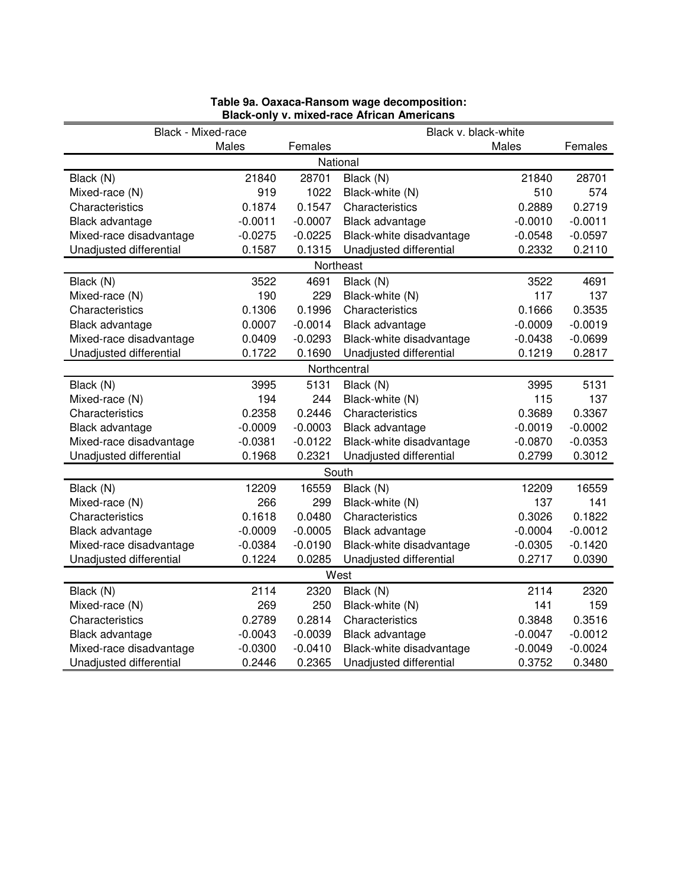**Table 9a. Oaxaca-Ransom wage decomposition: Black-only v. mixed-race African Americans**

| Black - Mixed-race | | | Black v. black-white | | |
|---|---|---|---|---|---|
| | Males | Females | | Males | Females |
| **National** | | | | | |
| Black (N) | 21840 | 28701 | Black (N) | 21840 | 28701 |
| Mixed-race (N) | 919 | 1022 | Black-white (N) | 510 | 574 |
| Characteristics | 0.1874 | 0.1547 | Characteristics | 0.2889 | 0.2719 |
| Black advantage | -0.0011 | -0.0007 | Black advantage | -0.0010 | -0.0011 |
| Mixed-race disadvantage | -0.0275 | -0.0225 | Black-white disadvantage | -0.0548 | -0.0597 |
| Unadjusted differential | 0.1587 | 0.1315 | Unadjusted differential | 0.2332 | 0.2110 |
| **Northeast** | | | | | |
| Black (N) | 3522 | 4691 | Black (N) | 3522 | 4691 |
| Mixed-race (N) | 190 | 229 | Black-white (N) | 117 | 137 |
| Characteristics | 0.1306 | 0.1996 | Characteristics | 0.1666 | 0.3535 |
| Black advantage | 0.0007 | -0.0014 | Black advantage | -0.0009 | -0.0019 |
| Mixed-race disadvantage | 0.0409 | -0.0293 | Black-white disadvantage | -0.0438 | -0.0699 |
| Unadjusted differential | 0.1722 | 0.1690 | Unadjusted differential | 0.1219 | 0.2817 |
| **Northcentral** | | | | | |
| Black (N) | 3995 | 5131 | Black (N) | 3995 | 5131 |
| Mixed-race (N) | 194 | 244 | Black-white (N) | 115 | 137 |
| Characteristics | 0.2358 | 0.2446 | Characteristics | 0.3689 | 0.3367 |
| Black advantage | -0.0009 | -0.0003 | Black advantage | -0.0019 | -0.0002 |
| Mixed-race disadvantage | -0.0381 | -0.0122 | Black-white disadvantage | -0.0870 | -0.0353 |
| Unadjusted differential | 0.1968 | 0.2321 | Unadjusted differential | 0.2799 | 0.3012 |
| **South** | | | | | |
| Black (N) | 12209 | 16559 | Black (N) | 12209 | 16559 |
| Mixed-race (N) | 266 | 299 | Black-white (N) | 137 | 141 |
| Characteristics | 0.1618 | 0.0480 | Characteristics | 0.3026 | 0.1822 |
| Black advantage | -0.0009 | -0.0005 | Black advantage | -0.0004 | -0.0012 |
| Mixed-race disadvantage | -0.0384 | -0.0190 | Black-white disadvantage | -0.0305 | -0.1420 |
| Unadjusted differential | 0.1224 | 0.0285 | Unadjusted differential | 0.2717 | 0.0390 |
| **West** | | | | | |
| Black (N) | 2114 | 2320 | Black (N) | 2114 | 2320 |
| Mixed-race (N) | 269 | 250 | Black-white (N) | 141 | 159 |
| Characteristics | 0.2789 | 0.2814 | Characteristics | 0.3848 | 0.3516 |
| Black advantage | -0.0043 | -0.0039 | Black advantage | -0.0047 | -0.0012 |
| Mixed-race disadvantage | -0.0300 | -0.0410 | Black-white disadvantage | -0.0049 | -0.0024 |
| Unadjusted differential | 0.2446 | 0.2365 | Unadjusted differential | 0.3752 | 0.3480 |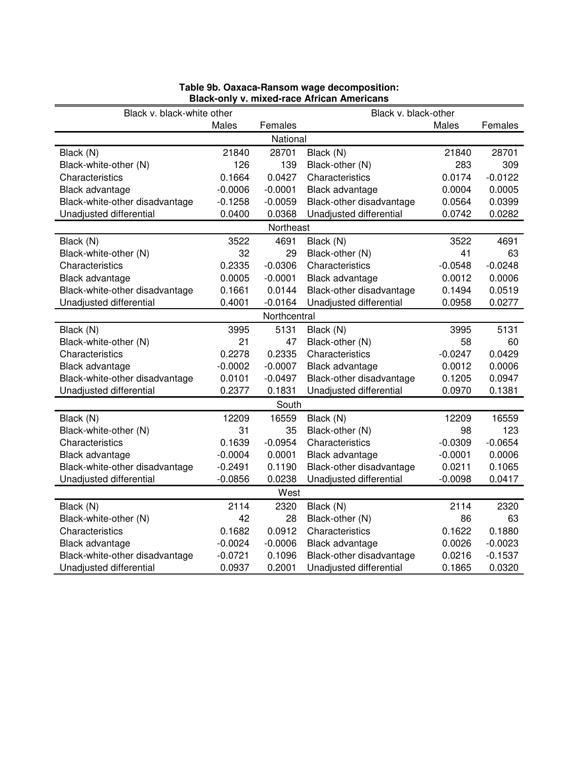**Table 9b. Oaxaca-Ransom wage decomposition: Black-only v. mixed-race African Americans**

| Black v. black-white other | Males | Females | Black v. black-other | Males | Females |
|---|---|---|---|---|---|
| | | National | | | |
| Black (N) | 21840 | 28701 | Black (N) | 21840 | 28701 |
| Black-white-other (N) | 126 | 139 | Black-other (N) | 283 | 309 |
| Characteristics | 0.1664 | 0.0427 | Characteristics | 0.0174 | -0.0122 |
| Black advantage | -0.0006 | -0.0001 | Black advantage | 0.0004 | 0.0005 |
| Black-white-other disadvantage | -0.1258 | -0.0059 | Black-other disadvantage | 0.0564 | 0.0399 |
| Unadjusted differential | 0.0400 | 0.0368 | Unadjusted differential | 0.0742 | 0.0282 |
| | | Northeast | | | |
| Black (N) | 3522 | 4691 | Black (N) | 3522 | 4691 |
| Black-white-other (N) | 32 | 29 | Black-other (N) | 41 | 63 |
| Characteristics | 0.2335 | -0.0306 | Characteristics | -0.0548 | -0.0248 |
| Black advantage | 0.0005 | -0.0001 | Black advantage | 0.0012 | 0.0006 |
| Black-white-other disadvantage | 0.1661 | 0.0144 | Black-other disadvantage | 0.1494 | 0.0519 |
| Unadjusted differential | 0.4001 | -0.0164 | Unadjusted differential | 0.0958 | 0.0277 |
| | | Northcentral | | | |
| Black (N) | 3995 | 5131 | Black (N) | 3995 | 5131 |
| Black-white-other (N) | 21 | 47 | Black-other (N) | 58 | 60 |
| Characteristics | 0.2278 | 0.2335 | Characteristics | -0.0247 | 0.0429 |
| Black advantage | -0.0002 | -0.0007 | Black advantage | 0.0012 | 0.0006 |
| Black-white-other disadvantage | 0.0101 | -0.0497 | Black-other disadvantage | 0.1205 | 0.0947 |
| Unadjusted differential | 0.2377 | 0.1831 | Unadjusted differential | 0.0970 | 0.1381 |
| | | South | | | |
| Black (N) | 12209 | 16559 | Black (N) | 12209 | 16559 |
| Black-white-other (N) | 31 | 35 | Black-other (N) | 98 | 123 |
| Characteristics | 0.1639 | -0.0954 | Characteristics | -0.0309 | -0.0654 |
| Black advantage | -0.0004 | 0.0001 | Black advantage | -0.0001 | 0.0006 |
| Black-white-other disadvantage | -0.2491 | 0.1190 | Black-other disadvantage | 0.0211 | 0.1065 |
| Unadjusted differential | -0.0856 | 0.0238 | Unadjusted differential | -0.0098 | 0.0417 |
| | | West | | | |
| Black (N) | 2114 | 2320 | Black (N) | 2114 | 2320 |
| Black-white-other (N) | 42 | 28 | Black-other (N) | 86 | 63 |
| Characteristics | 0.1682 | 0.0912 | Characteristics | 0.1622 | 0.1880 |
| Black advantage | -0.0024 | -0.0006 | Black advantage | 0.0026 | -0.0023 |
| Black-white-other disadvantage | -0.0721 | 0.1096 | Black-other disadvantage | 0.0216 | -0.1537 |
| Unadjusted differential | 0.0937 | 0.2001 | Unadjusted differential | 0.1865 | 0.0320 |